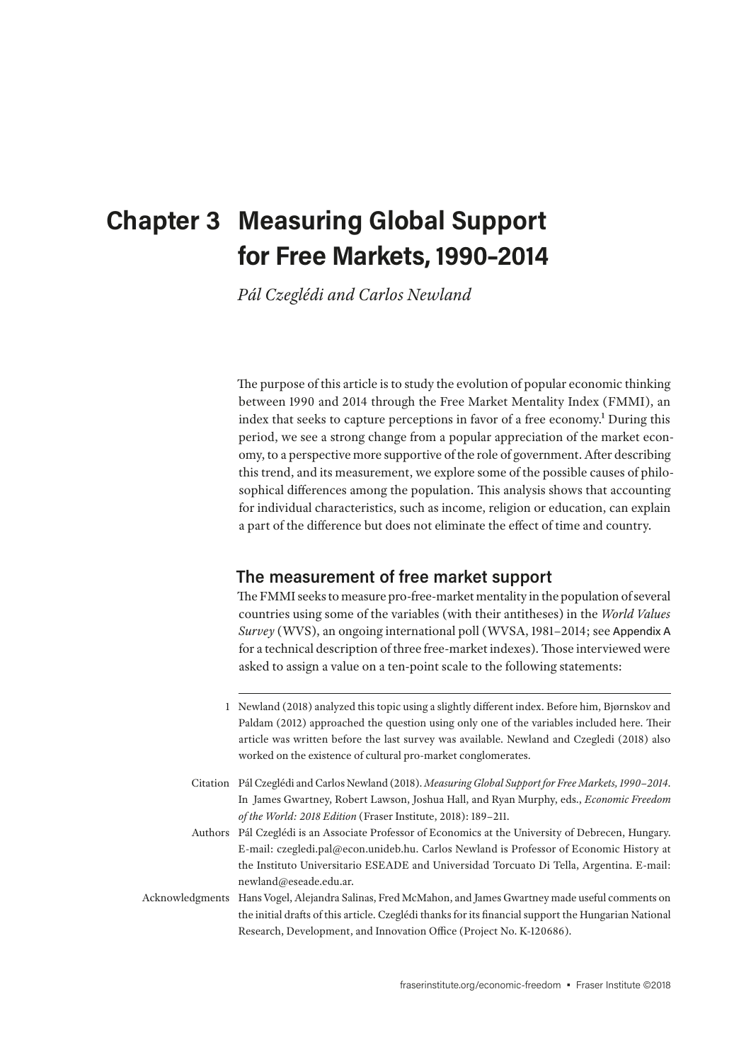# Chapter 3 Measuring Global Support for Free Markets, 1990–2014

*Pál Czeglédi and Carlos Newland*

The purpose of this article is to study the evolution of popular economic thinking between 1990 and 2014 through the Free Market Mentality Index (FMMI), an index that seeks to capture perceptions in favor of a free economy.[1] During this period, we see a strong change from a popular appreciation of the market economy, to a perspective more supportive of the role of government. After describing this trend, and its measurement, we explore some of the possible causes of philosophical differences among the population. This analysis shows that accounting for individual characteristics, such as income, religion or education, can explain a part of the difference but does not eliminate the effect of time and country.

## The measurement of free market support

The FMMI seeks to measure pro-free-market mentality in the population of several countries using some of the variables (with their antitheses) in the *World Values Survey* (WVS), an ongoing international poll (WVSA, 1981–2014; see Appendix A for a technical description of three free-market indexes). Those interviewed were asked to assign a value on a ten-point scale to the following statements:

---

1 Newland (2018) analyzed this topic using a slightly different index. Before him, Bjørnskov and Paldam (2012) approached the question using only one of the variables included here. Their article was written before the last survey was available. Newland and Czegledi (2018) also worked on the existence of cultural pro-market conglomerates.

Citation: Pál Czeglédi and Carlos Newland (2018). *Measuring Global Support for Free Markets, 1990–2014*. In James Gwartney, Robert Lawson, Joshua Hall, and Ryan Murphy, eds., *Economic Freedom of the World: 2018 Edition* (Fraser Institute, 2018): 189–211.

Authors: Pál Czeglédi is an Associate Professor of Economics at the University of Debrecen, Hungary. E-mail: czegledi.pal@econ.unideb.hu. Carlos Newland is Professor of Economic History at the Instituto Universitario ESEADE and Universidad Torcuato Di Tella, Argentina. E-mail: newland@eseade.edu.ar.

Acknowledgments: Hans Vogel, Alejandra Salinas, Fred McMahon, and James Gwartney made useful comments on the initial drafts of this article. Czeglédi thanks for its financial support the Hungarian National Research, Development, and Innovation Office (Project No. K-120686).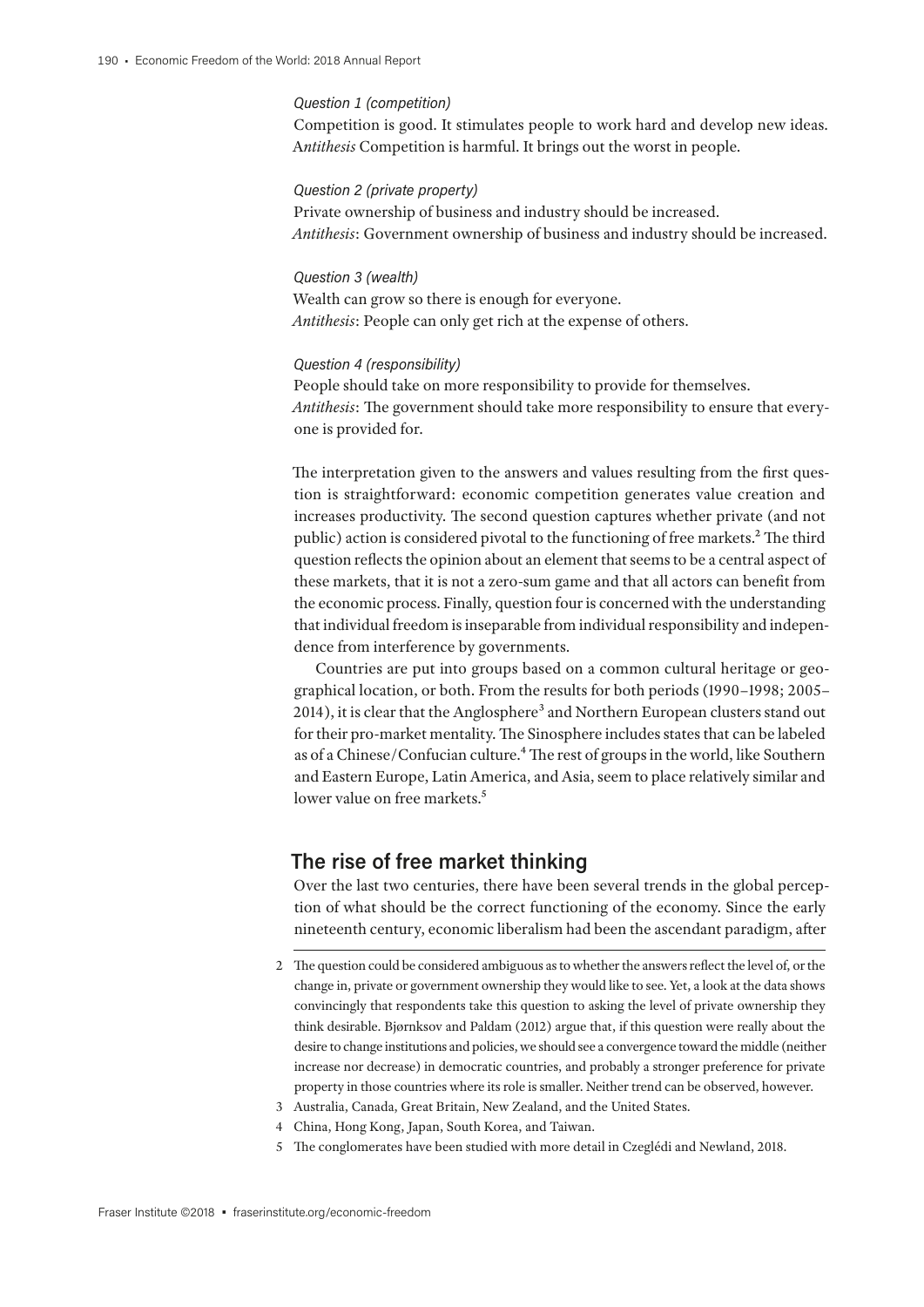*Question 1 (competition)*

Competition is good. It stimulates people to work hard and develop new ideas.
A*ntithesis* Competition is harmful. It brings out the worst in people.

*Question 2 (private property)*

Private ownership of business and industry should be increased.
*Antithesis*: Government ownership of business and industry should be increased.

*Question 3 (wealth)*

Wealth can grow so there is enough for everyone.
*Antithesis*: People can only get rich at the expense of others.

*Question 4 (responsibility)*

People should take on more responsibility to provide for themselves.
*Antithesis*: The government should take more responsibility to ensure that everyone is provided for.

The interpretation given to the answers and values resulting from the first question is straightforward: economic competition generates value creation and increases productivity. The second question captures whether private (and not public) action is considered pivotal to the functioning of free markets.[2] The third question reflects the opinion about an element that seems to be a central aspect of these markets, that it is not a zero-sum game and that all actors can benefit from the economic process. Finally, question four is concerned with the understanding that individual freedom is inseparable from individual responsibility and independence from interference by governments.

Countries are put into groups based on a common cultural heritage or geographical location, or both. From the results for both periods (1990–1998; 2005–2014), it is clear that the Anglosphere[3] and Northern European clusters stand out for their pro-market mentality. The Sinosphere includes states that can be labeled as of a Chinese/Confucian culture.[4] The rest of groups in the world, like Southern and Eastern Europe, Latin America, and Asia, seem to place relatively similar and lower value on free markets.[5]

## The rise of free market thinking

Over the last two centuries, there have been several trends in the global perception of what should be the correct functioning of the economy. Since the early nineteenth century, economic liberalism had been the ascendant paradigm, after

2 The question could be considered ambiguous as to whether the answers reflect the level of, or the change in, private or government ownership they would like to see. Yet, a look at the data shows convincingly that respondents take this question to asking the level of private ownership they think desirable. Bjørnksov and Paldam (2012) argue that, if this question were really about the desire to change institutions and policies, we should see a convergence toward the middle (neither increase nor decrease) in democratic countries, and probably a stronger preference for private property in those countries where its role is smaller. Neither trend can be observed, however.

3 Australia, Canada, Great Britain, New Zealand, and the United States.

4 China, Hong Kong, Japan, South Korea, and Taiwan.

5 The conglomerates have been studied with more detail in Czeglédi and Newland, 2018.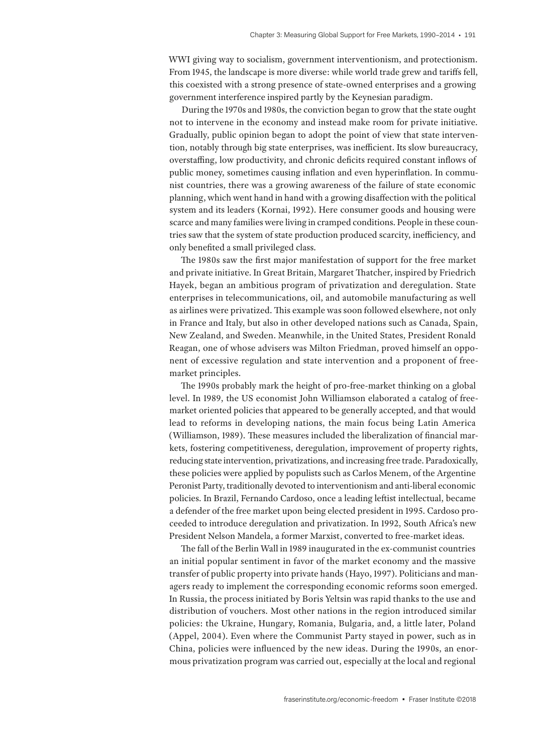WWI giving way to socialism, government interventionism, and protectionism. From 1945, the landscape is more diverse: while world trade grew and tariffs fell, this coexisted with a strong presence of state-owned enterprises and a growing government interference inspired partly by the Keynesian paradigm.

During the 1970s and 1980s, the conviction began to grow that the state ought not to intervene in the economy and instead make room for private initiative. Gradually, public opinion began to adopt the point of view that state intervention, notably through big state enterprises, was inefficient. Its slow bureaucracy, overstaffing, low productivity, and chronic deficits required constant inflows of public money, sometimes causing inflation and even hyperinflation. In communist countries, there was a growing awareness of the failure of state economic planning, which went hand in hand with a growing disaffection with the political system and its leaders (Kornai, 1992). Here consumer goods and housing were scarce and many families were living in cramped conditions. People in these countries saw that the system of state production produced scarcity, inefficiency, and only benefited a small privileged class.

The 1980s saw the first major manifestation of support for the free market and private initiative. In Great Britain, Margaret Thatcher, inspired by Friedrich Hayek, began an ambitious program of privatization and deregulation. State enterprises in telecommunications, oil, and automobile manufacturing as well as airlines were privatized. This example was soon followed elsewhere, not only in France and Italy, but also in other developed nations such as Canada, Spain, New Zealand, and Sweden. Meanwhile, in the United States, President Ronald Reagan, one of whose advisers was Milton Friedman, proved himself an opponent of excessive regulation and state intervention and a proponent of free-market principles.

The 1990s probably mark the height of pro-free-market thinking on a global level. In 1989, the US economist John Williamson elaborated a catalog of free-market oriented policies that appeared to be generally accepted, and that would lead to reforms in developing nations, the main focus being Latin America (Williamson, 1989). These measures included the liberalization of financial markets, fostering competitiveness, deregulation, improvement of property rights, reducing state intervention, privatizations, and increasing free trade. Paradoxically, these policies were applied by populists such as Carlos Menem, of the Argentine Peronist Party, traditionally devoted to interventionism and anti-liberal economic policies. In Brazil, Fernando Cardoso, once a leading leftist intellectual, became a defender of the free market upon being elected president in 1995. Cardoso proceeded to introduce deregulation and privatization. In 1992, South Africa's new President Nelson Mandela, a former Marxist, converted to free-market ideas.

The fall of the Berlin Wall in 1989 inaugurated in the ex-communist countries an initial popular sentiment in favor of the market economy and the massive transfer of public property into private hands (Hayo, 1997). Politicians and managers ready to implement the corresponding economic reforms soon emerged. In Russia, the process initiated by Boris Yeltsin was rapid thanks to the use and distribution of vouchers. Most other nations in the region introduced similar policies: the Ukraine, Hungary, Romania, Bulgaria, and, a little later, Poland (Appel, 2004). Even where the Communist Party stayed in power, such as in China, policies were influenced by the new ideas. During the 1990s, an enormous privatization program was carried out, especially at the local and regional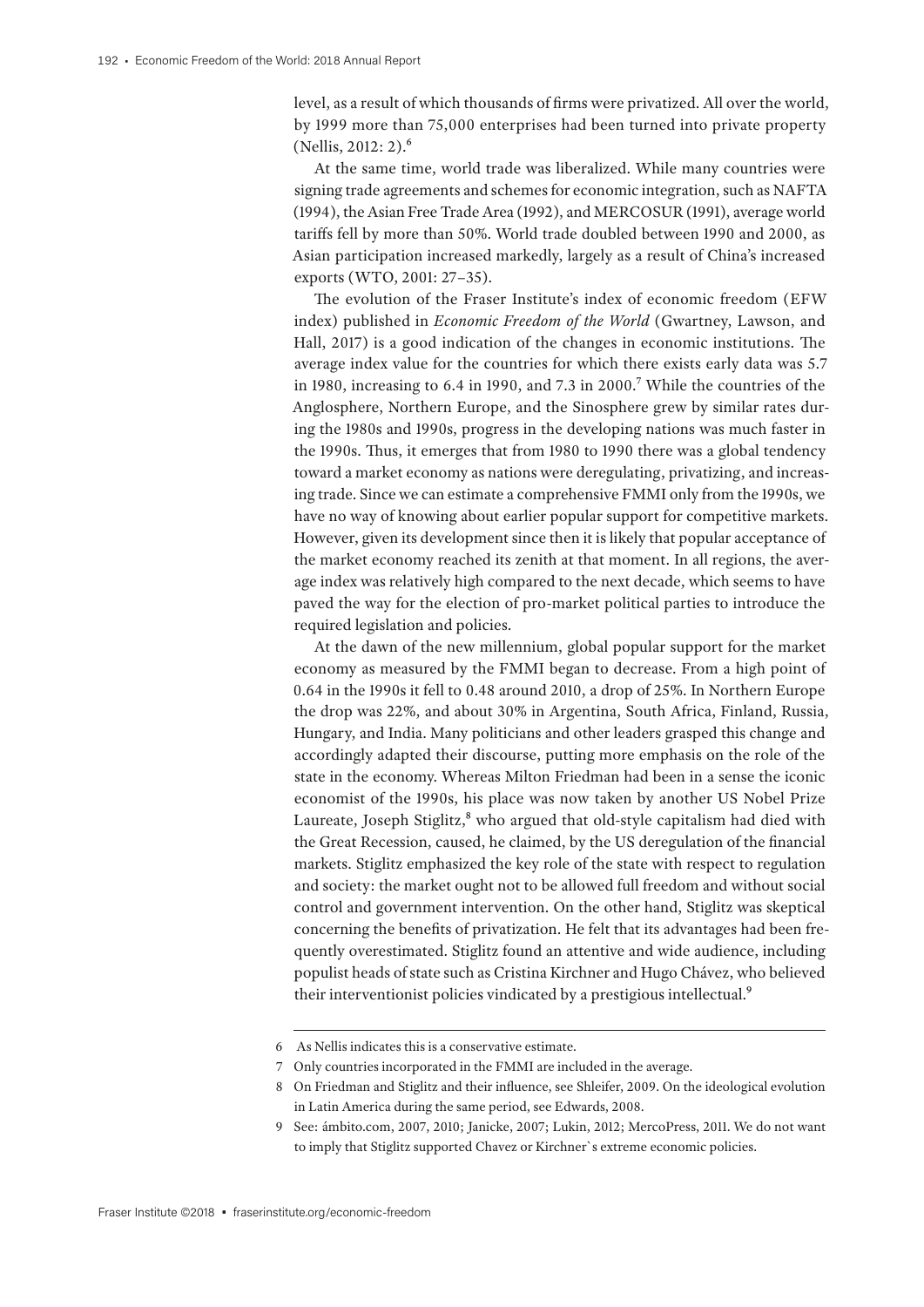level, as a result of which thousands of firms were privatized. All over the world, by 1999 more than 75,000 enterprises had been turned into private property (Nellis, 2012: 2).[6]

At the same time, world trade was liberalized. While many countries were signing trade agreements and schemes for economic integration, such as NAFTA (1994), the Asian Free Trade Area (1992), and MERCOSUR (1991), average world tariffs fell by more than 50%. World trade doubled between 1990 and 2000, as Asian participation increased markedly, largely as a result of China's increased exports (WTO, 2001: 27–35).

The evolution of the Fraser Institute's index of economic freedom (EFW index) published in *Economic Freedom of the World* (Gwartney, Lawson, and Hall, 2017) is a good indication of the changes in economic institutions. The average index value for the countries for which there exists early data was 5.7 in 1980, increasing to 6.4 in 1990, and 7.3 in 2000.[7] While the countries of the Anglosphere, Northern Europe, and the Sinosphere grew by similar rates during the 1980s and 1990s, progress in the developing nations was much faster in the 1990s. Thus, it emerges that from 1980 to 1990 there was a global tendency toward a market economy as nations were deregulating, privatizing, and increasing trade. Since we can estimate a comprehensive FMMI only from the 1990s, we have no way of knowing about earlier popular support for competitive markets. However, given its development since then it is likely that popular acceptance of the market economy reached its zenith at that moment. In all regions, the average index was relatively high compared to the next decade, which seems to have paved the way for the election of pro-market political parties to introduce the required legislation and policies.

At the dawn of the new millennium, global popular support for the market economy as measured by the FMMI began to decrease. From a high point of 0.64 in the 1990s it fell to 0.48 around 2010, a drop of 25%. In Northern Europe the drop was 22%, and about 30% in Argentina, South Africa, Finland, Russia, Hungary, and India. Many politicians and other leaders grasped this change and accordingly adapted their discourse, putting more emphasis on the role of the state in the economy. Whereas Milton Friedman had been in a sense the iconic economist of the 1990s, his place was now taken by another US Nobel Prize Laureate, Joseph Stiglitz,[8] who argued that old-style capitalism had died with the Great Recession, caused, he claimed, by the US deregulation of the financial markets. Stiglitz emphasized the key role of the state with respect to regulation and society: the market ought not to be allowed full freedom and without social control and government intervention. On the other hand, Stiglitz was skeptical concerning the benefits of privatization. He felt that its advantages had been frequently overestimated. Stiglitz found an attentive and wide audience, including populist heads of state such as Cristina Kirchner and Hugo Chávez, who believed their interventionist policies vindicated by a prestigious intellectual.[9]

---

6 As Nellis indicates this is a conservative estimate.

7 Only countries incorporated in the FMMI are included in the average.

8 On Friedman and Stiglitz and their influence, see Shleifer, 2009. On the ideological evolution in Latin America during the same period, see Edwards, 2008.

9 See: ámbito.com, 2007, 2010; Janicke, 2007; Lukin, 2012; MercoPress, 2011. We do not want to imply that Stiglitz supported Chavez or Kirchner`s extreme economic policies.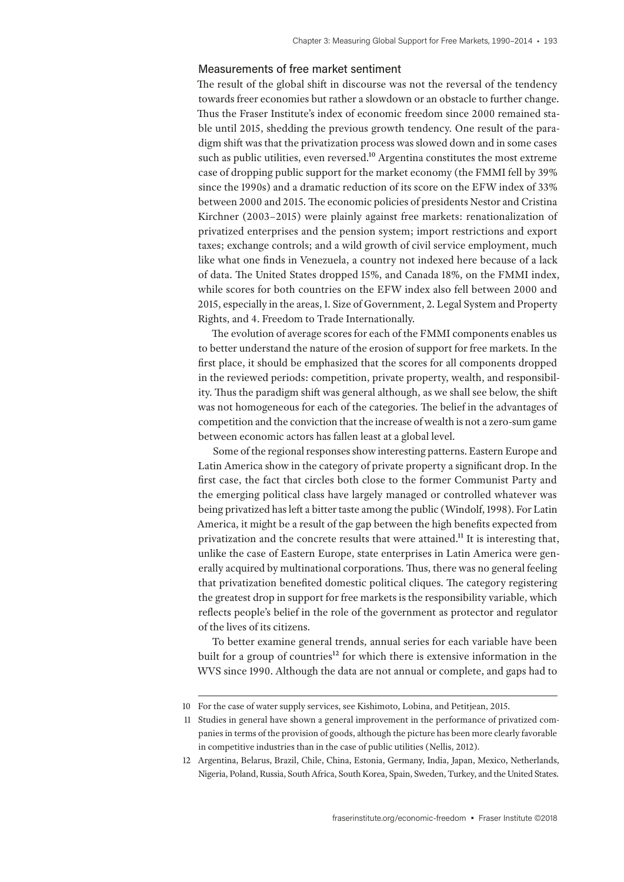## Measurements of free market sentiment

The result of the global shift in discourse was not the reversal of the tendency towards freer economies but rather a slowdown or an obstacle to further change. Thus the Fraser Institute's index of economic freedom since 2000 remained stable until 2015, shedding the previous growth tendency. One result of the paradigm shift was that the privatization process was slowed down and in some cases such as public utilities, even reversed.[10] Argentina constitutes the most extreme case of dropping public support for the market economy (the FMMI fell by 39% since the 1990s) and a dramatic reduction of its score on the EFW index of 33% between 2000 and 2015. The economic policies of presidents Nestor and Cristina Kirchner (2003–2015) were plainly against free markets: renationalization of privatized enterprises and the pension system; import restrictions and export taxes; exchange controls; and a wild growth of civil service employment, much like what one finds in Venezuela, a country not indexed here because of a lack of data. The United States dropped 15%, and Canada 18%, on the FMMI index, while scores for both countries on the EFW index also fell between 2000 and 2015, especially in the areas, 1. Size of Government, 2. Legal System and Property Rights, and 4. Freedom to Trade Internationally.

The evolution of average scores for each of the FMMI components enables us to better understand the nature of the erosion of support for free markets. In the first place, it should be emphasized that the scores for all components dropped in the reviewed periods: competition, private property, wealth, and responsibility. Thus the paradigm shift was general although, as we shall see below, the shift was not homogeneous for each of the categories. The belief in the advantages of competition and the conviction that the increase of wealth is not a zero-sum game between economic actors has fallen least at a global level.

Some of the regional responses show interesting patterns. Eastern Europe and Latin America show in the category of private property a significant drop. In the first case, the fact that circles both close to the former Communist Party and the emerging political class have largely managed or controlled whatever was being privatized has left a bitter taste among the public (Windolf, 1998). For Latin America, it might be a result of the gap between the high benefits expected from privatization and the concrete results that were attained.[11] It is interesting that, unlike the case of Eastern Europe, state enterprises in Latin America were generally acquired by multinational corporations. Thus, there was no general feeling that privatization benefited domestic political cliques. The category registering the greatest drop in support for free markets is the responsibility variable, which reflects people's belief in the role of the government as protector and regulator of the lives of its citizens.

To better examine general trends, annual series for each variable have been built for a group of countries[12] for which there is extensive information in the WVS since 1990. Although the data are not annual or complete, and gaps had to

---

10 For the case of water supply services, see Kishimoto, Lobina, and Petitjean, 2015.

11 Studies in general have shown a general improvement in the performance of privatized companies in terms of the provision of goods, although the picture has been more clearly favorable in competitive industries than in the case of public utilities (Nellis, 2012).

12 Argentina, Belarus, Brazil, Chile, China, Estonia, Germany, India, Japan, Mexico, Netherlands, Nigeria, Poland, Russia, South Africa, South Korea, Spain, Sweden, Turkey, and the United States.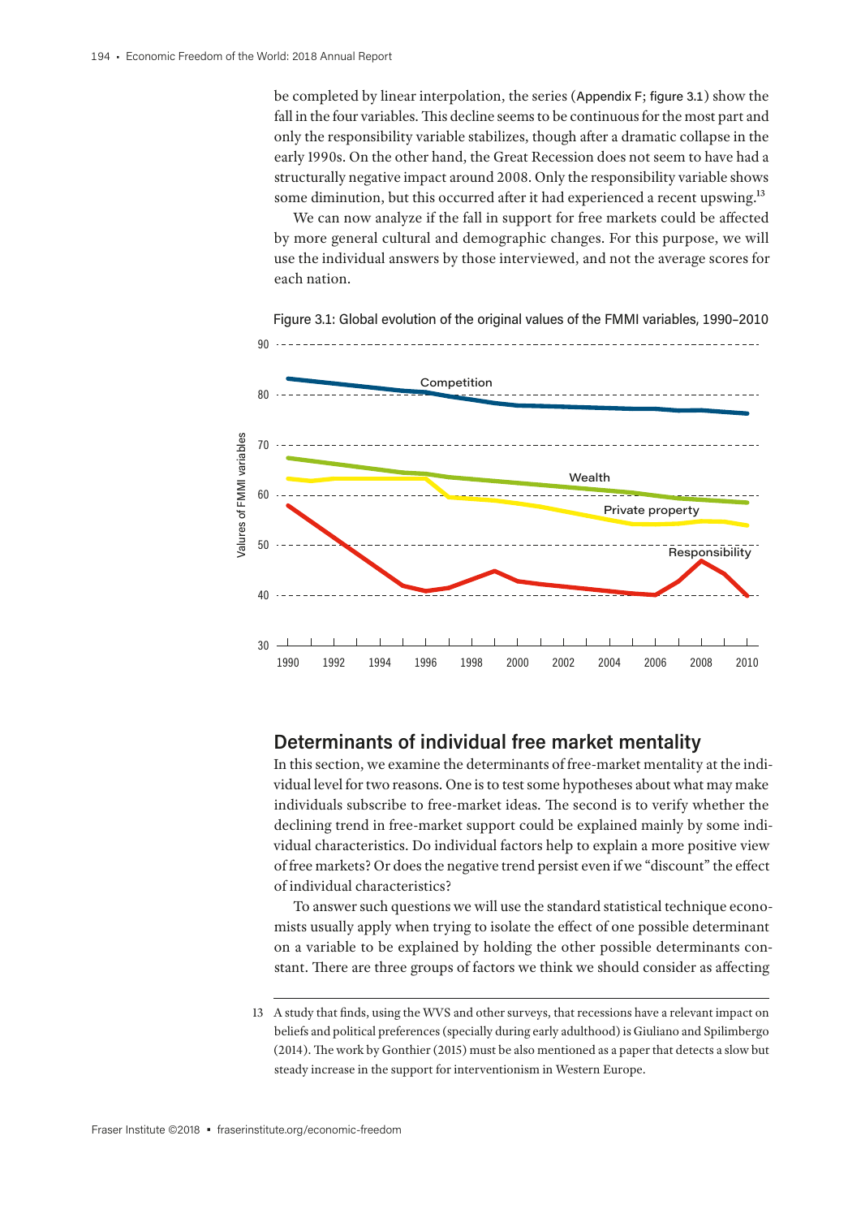be completed by linear interpolation, the series (Appendix F; figure 3.1) show the fall in the four variables. This decline seems to be continuous for the most part and only the responsibility variable stabilizes, though after a dramatic collapse in the early 1990s. On the other hand, the Great Recession does not seem to have had a structurally negative impact around 2008. Only the responsibility variable shows some diminution, but this occurred after it had experienced a recent upswing.[13]

We can now analyze if the fall in support for free markets could be affected by more general cultural and demographic changes. For this purpose, we will use the individual answers by those interviewed, and not the average scores for each nation.

Figure 3.1: Global evolution of the original values of the FMMI variables, 1990–2010

## Determinants of individual free market mentality

In this section, we examine the determinants of free-market mentality at the individual level for two reasons. One is to test some hypotheses about what may make individuals subscribe to free-market ideas. The second is to verify whether the declining trend in free-market support could be explained mainly by some individual characteristics. Do individual factors help to explain a more positive view of free markets? Or does the negative trend persist even if we "discount" the effect of individual characteristics?

To answer such questions we will use the standard statistical technique economists usually apply when trying to isolate the effect of one possible determinant on a variable to be explained by holding the other possible determinants constant. There are three groups of factors we think we should consider as affecting

---

13 A study that finds, using the WVS and other surveys, that recessions have a relevant impact on beliefs and political preferences (specially during early adulthood) is Giuliano and Spilimbergo (2014). The work by Gonthier (2015) must be also mentioned as a paper that detects a slow but steady increase in the support for interventionism in Western Europe.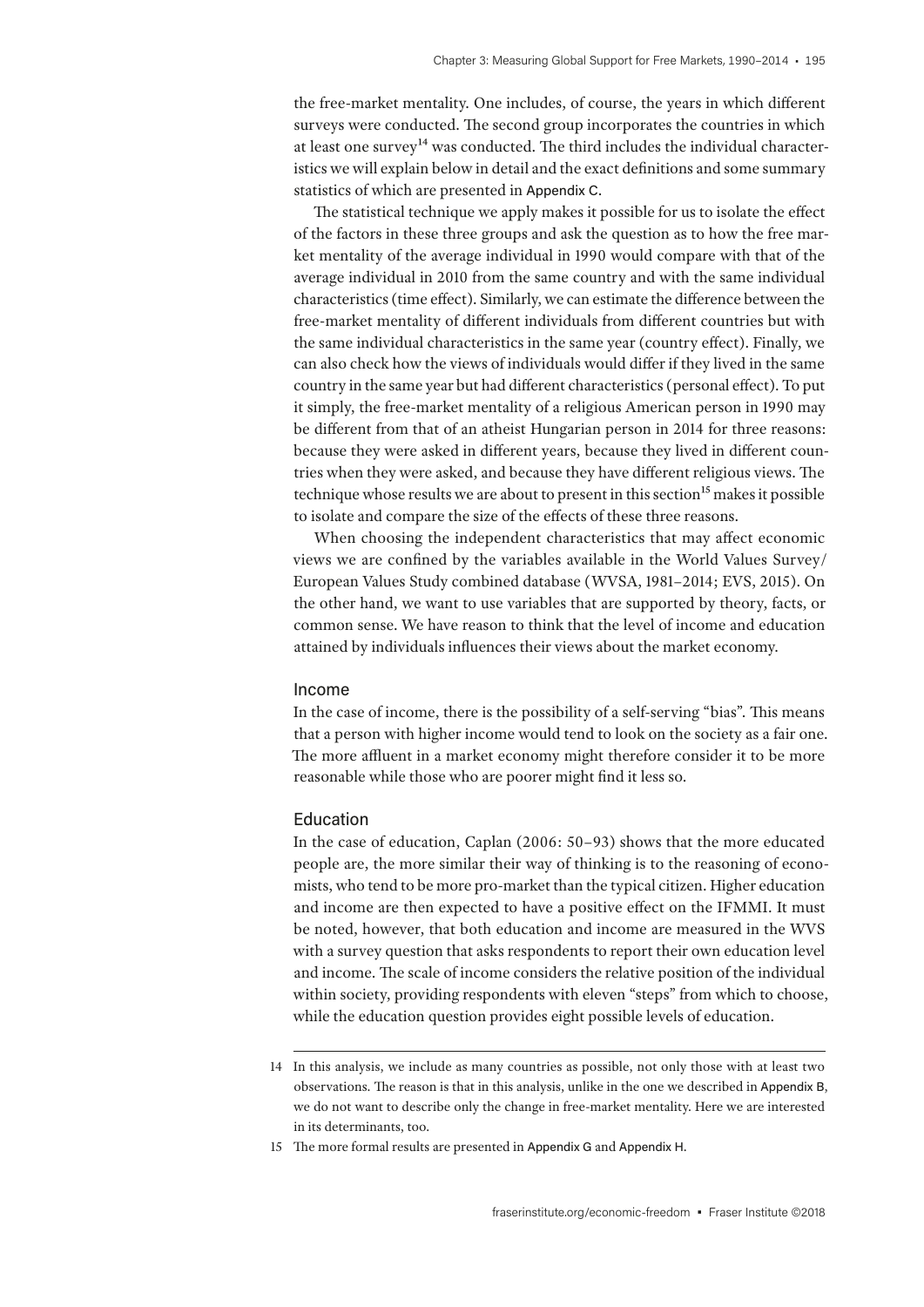the free-market mentality. One includes, of course, the years in which different surveys were conducted. The second group incorporates the countries in which at least one survey[14] was conducted. The third includes the individual characteristics we will explain below in detail and the exact definitions and some summary statistics of which are presented in Appendix C.

The statistical technique we apply makes it possible for us to isolate the effect of the factors in these three groups and ask the question as to how the free market mentality of the average individual in 1990 would compare with that of the average individual in 2010 from the same country and with the same individual characteristics (time effect). Similarly, we can estimate the difference between the free-market mentality of different individuals from different countries but with the same individual characteristics in the same year (country effect). Finally, we can also check how the views of individuals would differ if they lived in the same country in the same year but had different characteristics (personal effect). To put it simply, the free-market mentality of a religious American person in 1990 may be different from that of an atheist Hungarian person in 2014 for three reasons: because they were asked in different years, because they lived in different countries when they were asked, and because they have different religious views. The technique whose results we are about to present in this section[15] makes it possible to isolate and compare the size of the effects of these three reasons.

When choosing the independent characteristics that may affect economic views we are confined by the variables available in the World Values Survey/ European Values Study combined database (WVSA, 1981–2014; EVS, 2015). On the other hand, we want to use variables that are supported by theory, facts, or common sense. We have reason to think that the level of income and education attained by individuals influences their views about the market economy.

### Income

In the case of income, there is the possibility of a self-serving "bias". This means that a person with higher income would tend to look on the society as a fair one. The more affluent in a market economy might therefore consider it to be more reasonable while those who are poorer might find it less so.

### Education

In the case of education, Caplan (2006: 50–93) shows that the more educated people are, the more similar their way of thinking is to the reasoning of economists, who tend to be more pro-market than the typical citizen. Higher education and income are then expected to have a positive effect on the IFMMI. It must be noted, however, that both education and income are measured in the WVS with a survey question that asks respondents to report their own education level and income. The scale of income considers the relative position of the individual within society, providing respondents with eleven "steps" from which to choose, while the education question provides eight possible levels of education.

---

14 In this analysis, we include as many countries as possible, not only those with at least two observations. The reason is that in this analysis, unlike in the one we described in Appendix B, we do not want to describe only the change in free-market mentality. Here we are interested in its determinants, too.

15 The more formal results are presented in Appendix G and Appendix H.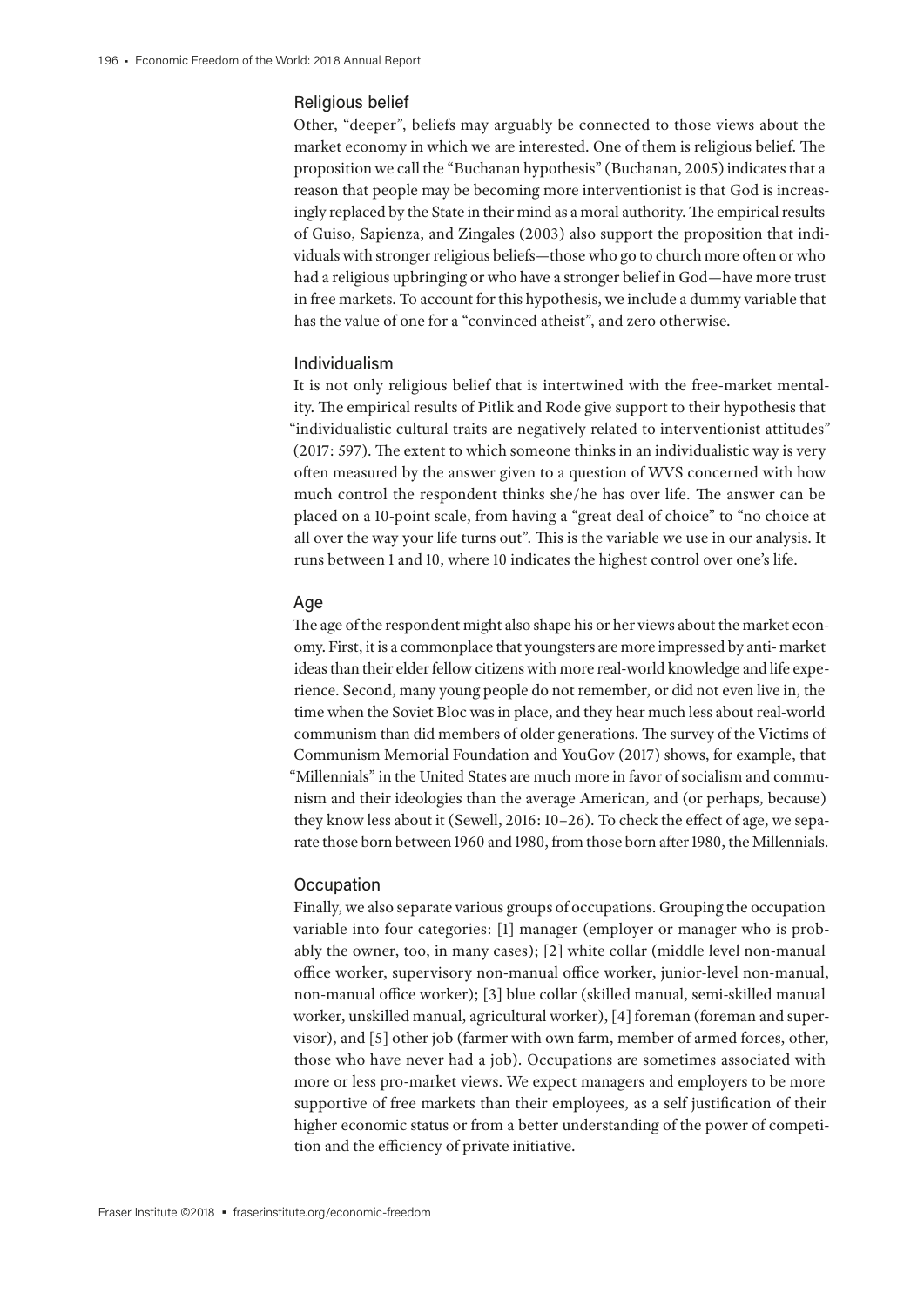### Religious belief

Other, "deeper", beliefs may arguably be connected to those views about the market economy in which we are interested. One of them is religious belief. The proposition we call the "Buchanan hypothesis" (Buchanan, 2005) indicates that a reason that people may be becoming more interventionist is that God is increasingly replaced by the State in their mind as a moral authority. The empirical results of Guiso, Sapienza, and Zingales (2003) also support the proposition that individuals with stronger religious beliefs—those who go to church more often or who had a religious upbringing or who have a stronger belief in God—have more trust in free markets. To account for this hypothesis, we include a dummy variable that has the value of one for a "convinced atheist", and zero otherwise.

### Individualism

It is not only religious belief that is intertwined with the free-market mentality. The empirical results of Pitlik and Rode give support to their hypothesis that "individualistic cultural traits are negatively related to interventionist attitudes" (2017: 597). The extent to which someone thinks in an individualistic way is very often measured by the answer given to a question of WVS concerned with how much control the respondent thinks she/he has over life. The answer can be placed on a 10-point scale, from having a "great deal of choice" to "no choice at all over the way your life turns out". This is the variable we use in our analysis. It runs between 1 and 10, where 10 indicates the highest control over one's life.

### Age

The age of the respondent might also shape his or her views about the market economy. First, it is a commonplace that youngsters are more impressed by anti- market ideas than their elder fellow citizens with more real-world knowledge and life experience. Second, many young people do not remember, or did not even live in, the time when the Soviet Bloc was in place, and they hear much less about real-world communism than did members of older generations. The survey of the Victims of Communism Memorial Foundation and YouGov (2017) shows, for example, that "Millennials" in the United States are much more in favor of socialism and communism and their ideologies than the average American, and (or perhaps, because) they know less about it (Sewell, 2016: 10–26). To check the effect of age, we separate those born between 1960 and 1980, from those born after 1980, the Millennials.

### Occupation

Finally, we also separate various groups of occupations. Grouping the occupation variable into four categories: [1] manager (employer or manager who is probably the owner, too, in many cases); [2] white collar (middle level non-manual office worker, supervisory non-manual office worker, junior-level non-manual, non-manual office worker); [3] blue collar (skilled manual, semi-skilled manual worker, unskilled manual, agricultural worker), [4] foreman (foreman and supervisor), and [5] other job (farmer with own farm, member of armed forces, other, those who have never had a job). Occupations are sometimes associated with more or less pro-market views. We expect managers and employers to be more supportive of free markets than their employees, as a self justification of their higher economic status or from a better understanding of the power of competition and the efficiency of private initiative.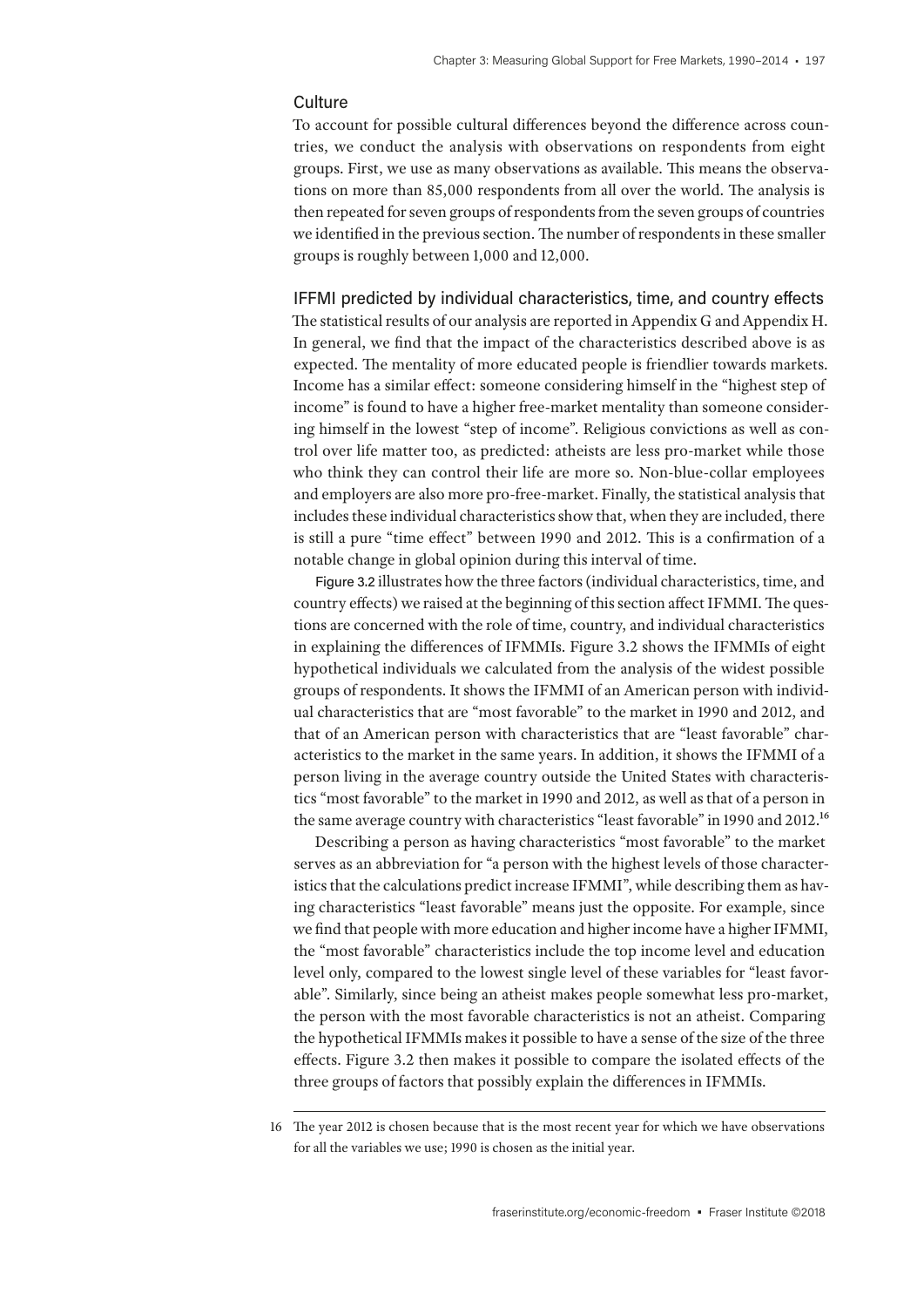### Culture

To account for possible cultural differences beyond the difference across countries, we conduct the analysis with observations on respondents from eight groups. First, we use as many observations as available. This means the observations on more than 85,000 respondents from all over the world. The analysis is then repeated for seven groups of respondents from the seven groups of countries we identified in the previous section. The number of respondents in these smaller groups is roughly between 1,000 and 12,000.

### IFFMI predicted by individual characteristics, time, and country effects

The statistical results of our analysis are reported in Appendix G and Appendix H. In general, we find that the impact of the characteristics described above is as expected. The mentality of more educated people is friendlier towards markets. Income has a similar effect: someone considering himself in the "highest step of income" is found to have a higher free-market mentality than someone considering himself in the lowest "step of income". Religious convictions as well as control over life matter too, as predicted: atheists are less pro-market while those who think they can control their life are more so. Non-blue-collar employees and employers are also more pro-free-market. Finally, the statistical analysis that includes these individual characteristics show that, when they are included, there is still a pure "time effect" between 1990 and 2012. This is a confirmation of a notable change in global opinion during this interval of time.

Figure 3.2 illustrates how the three factors (individual characteristics, time, and country effects) we raised at the beginning of this section affect IFMMI. The questions are concerned with the role of time, country, and individual characteristics in explaining the differences of IFMMIs. Figure 3.2 shows the IFMMIs of eight hypothetical individuals we calculated from the analysis of the widest possible groups of respondents. It shows the IFMMI of an American person with individual characteristics that are "most favorable" to the market in 1990 and 2012, and that of an American person with characteristics that are "least favorable" characteristics to the market in the same years. In addition, it shows the IFMMI of a person living in the average country outside the United States with characteristics "most favorable" to the market in 1990 and 2012, as well as that of a person in the same average country with characteristics "least favorable" in 1990 and 2012.[16]

Describing a person as having characteristics "most favorable" to the market serves as an abbreviation for "a person with the highest levels of those characteristics that the calculations predict increase IFMMI", while describing them as having characteristics "least favorable" means just the opposite. For example, since we find that people with more education and higher income have a higher IFMMI, the "most favorable" characteristics include the top income level and education level only, compared to the lowest single level of these variables for "least favorable". Similarly, since being an atheist makes people somewhat less pro-market, the person with the most favorable characteristics is not an atheist. Comparing the hypothetical IFMMIs makes it possible to have a sense of the size of the three effects. Figure 3.2 then makes it possible to compare the isolated effects of the three groups of factors that possibly explain the differences in IFMMIs.

---

16 The year 2012 is chosen because that is the most recent year for which we have observations for all the variables we use; 1990 is chosen as the initial year.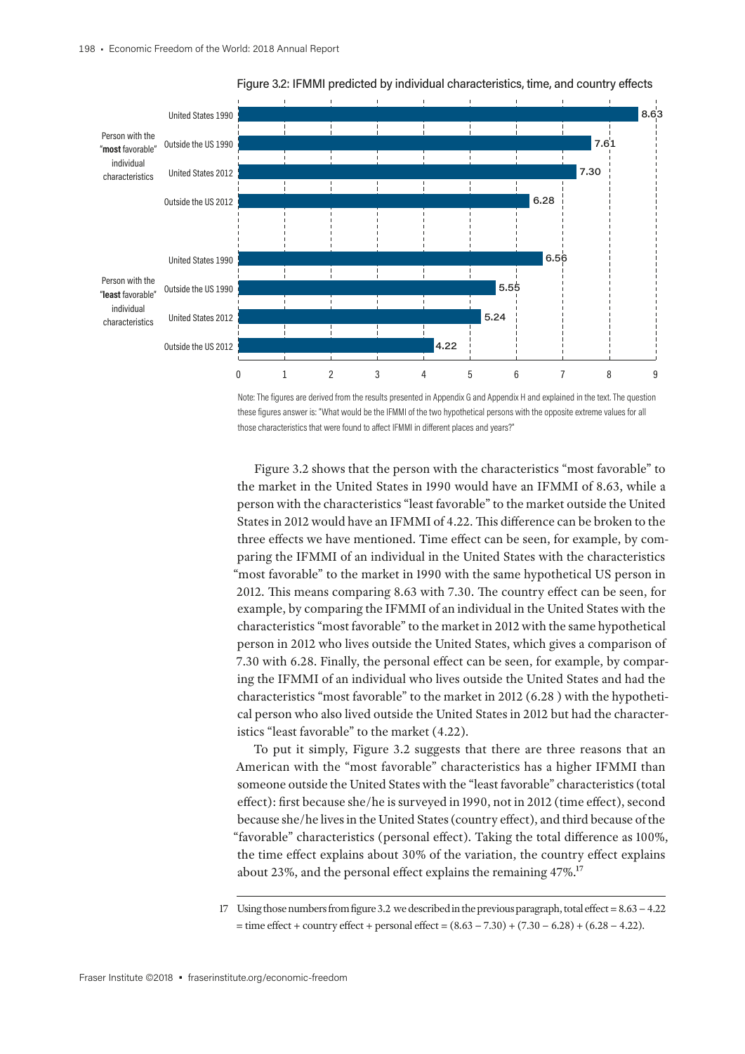Figure 3.2: IFMMI predicted by individual characteristics, time, and country effects

| | | IFMMI |
|---|---|---|
| Person with the "**most** favorable" individual characteristics | United States 1990 | 8.63 |
| | Outside the US 1990 | 7.61 |
| | United States 2012 | 7.30 |
| | Outside the US 2012 | 6.28 |
| Person with the "**least** favorable" individual characteristics | United States 1990 | 6.56 |
| | Outside the US 1990 | 5.55 |
| | United States 2012 | 5.24 |
| | Outside the US 2012 | 4.22 |

Note: The figures are derived from the results presented in Appendix G and Appendix H and explained in the text. The question these figures answer is: "What would be the IFMMI of the two hypothetical persons with the opposite extreme values for all those characteristics that were found to affect IFMMI in different places and years?"

Figure 3.2 shows that the person with the characteristics "most favorable" to the market in the United States in 1990 would have an IFMMI of 8.63, while a person with the characteristics "least favorable" to the market outside the United States in 2012 would have an IFMMI of 4.22. This difference can be broken to the three effects we have mentioned. Time effect can be seen, for example, by comparing the IFMMI of an individual in the United States with the characteristics "most favorable" to the market in 1990 with the same hypothetical US person in 2012. This means comparing 8.63 with 7.30. The country effect can be seen, for example, by comparing the IFMMI of an individual in the United States with the characteristics "most favorable" to the market in 2012 with the same hypothetical person in 2012 who lives outside the United States, which gives a comparison of 7.30 with 6.28. Finally, the personal effect can be seen, for example, by comparing the IFMMI of an individual who lives outside the United States and had the characteristics "most favorable" to the market in 2012 (6.28 ) with the hypothetical person who also lived outside the United States in 2012 but had the characteristics "least favorable" to the market (4.22).

To put it simply, Figure 3.2 suggests that there are three reasons that an American with the "most favorable" characteristics has a higher IFMMI than someone outside the United States with the "least favorable" characteristics (total effect): first because she/he is surveyed in 1990, not in 2012 (time effect), second because she/he lives in the United States (country effect), and third because of the "favorable" characteristics (personal effect). Taking the total difference as 100%, the time effect explains about 30% of the variation, the country effect explains about 23%, and the personal effect explains the remaining 47%.[17]

17 Using those numbers from figure 3.2 we described in the previous paragraph, total effect = 8.63 − 4.22 = time effect + country effect + personal effect = (8.63 − 7.30) + (7.30 − 6.28) + (6.28 − 4.22).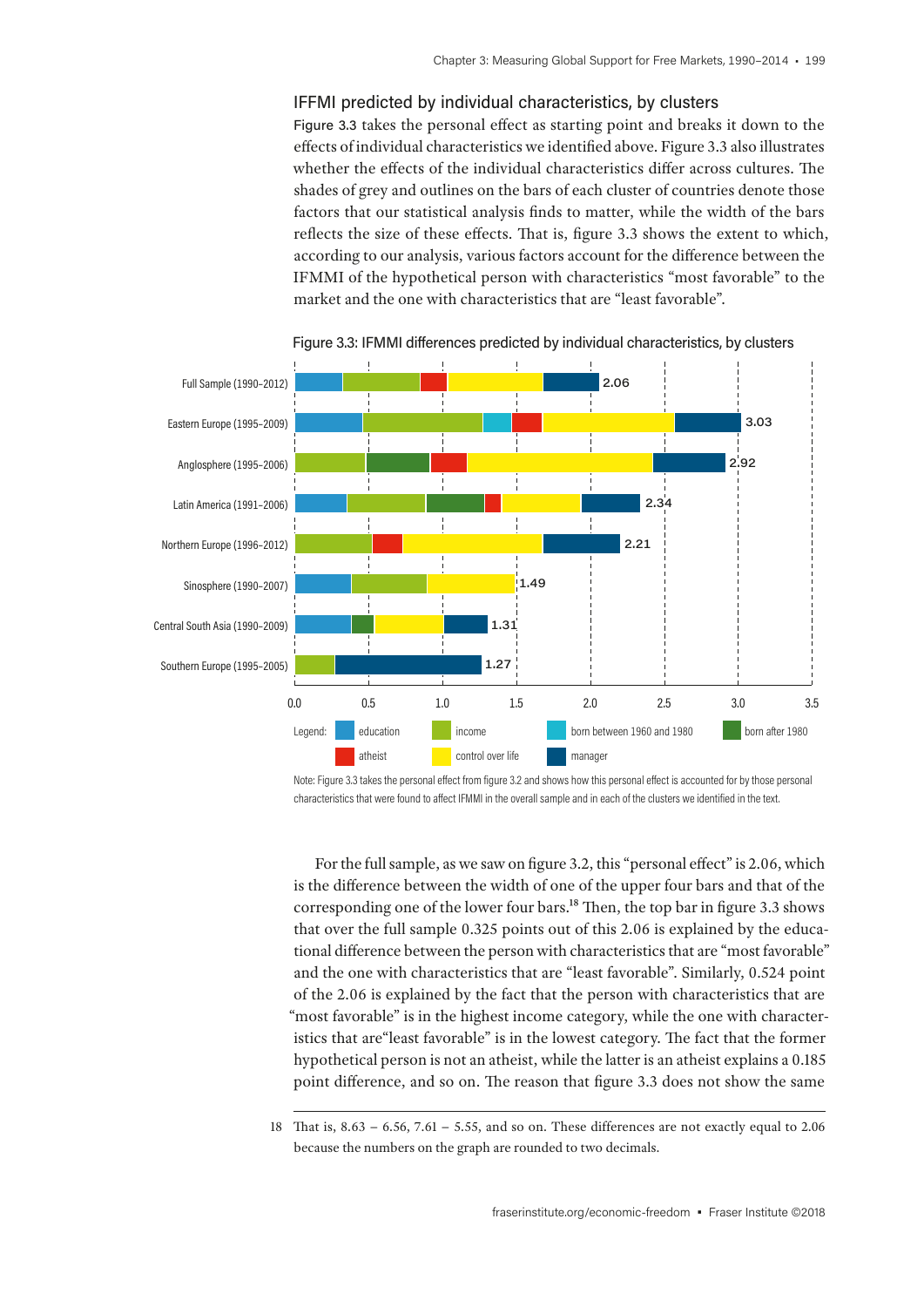### IFFMI predicted by individual characteristics, by clusters

Figure 3.3 takes the personal effect as starting point and breaks it down to the effects of individual characteristics we identified above. Figure 3.3 also illustrates whether the effects of the individual characteristics differ across cultures. The shades of grey and outlines on the bars of each cluster of countries denote those factors that our statistical analysis finds to matter, while the width of the bars reflects the size of these effects. That is, figure 3.3 shows the extent to which, according to our analysis, various factors account for the difference between the IFMMI of the hypothetical person with characteristics "most favorable" to the market and the one with characteristics that are "least favorable".

Figure 3.3: IFMMI differences predicted by individual characteristics, by clusters

| Cluster | Total |
|---|---|
| Full Sample (1990–2012) | 2.06 |
| Eastern Europe (1995–2009) | 3.03 |
| Anglosphere (1995–2006) | 2.92 |
| Latin America (1991–2006) | 2.34 |
| Northern Europe (1996–2012) | 2.21 |
| Sinosphere (1990–2007) | 1.49 |
| Central South Asia (1990–2009) | 1.31 |
| Southern Europe (1995–2005) | 1.27 |

Legend: education; income; born between 1960 and 1980; born after 1980; atheist; control over life; manager

Note: Figure 3.3 takes the personal effect from figure 3.2 and shows how this personal effect is accounted for by those personal characteristics that were found to affect IFMMI in the overall sample and in each of the clusters we identified in the text.

For the full sample, as we saw on figure 3.2, this "personal effect" is 2.06, which is the difference between the width of one of the upper four bars and that of the corresponding one of the lower four bars.[18] Then, the top bar in figure 3.3 shows that over the full sample 0.325 points out of this 2.06 is explained by the educational difference between the person with characteristics that are "most favorable" and the one with characteristics that are "least favorable". Similarly, 0.524 point of the 2.06 is explained by the fact that the person with characteristics that are "most favorable" is in the highest income category, while the one with characteristics that are"least favorable" is in the lowest category. The fact that the former hypothetical person is not an atheist, while the latter is an atheist explains a 0.185 point difference, and so on. The reason that figure 3.3 does not show the same

18 That is, 8.63 – 6.56, 7.61 – 5.55, and so on. These differences are not exactly equal to 2.06 because the numbers on the graph are rounded to two decimals.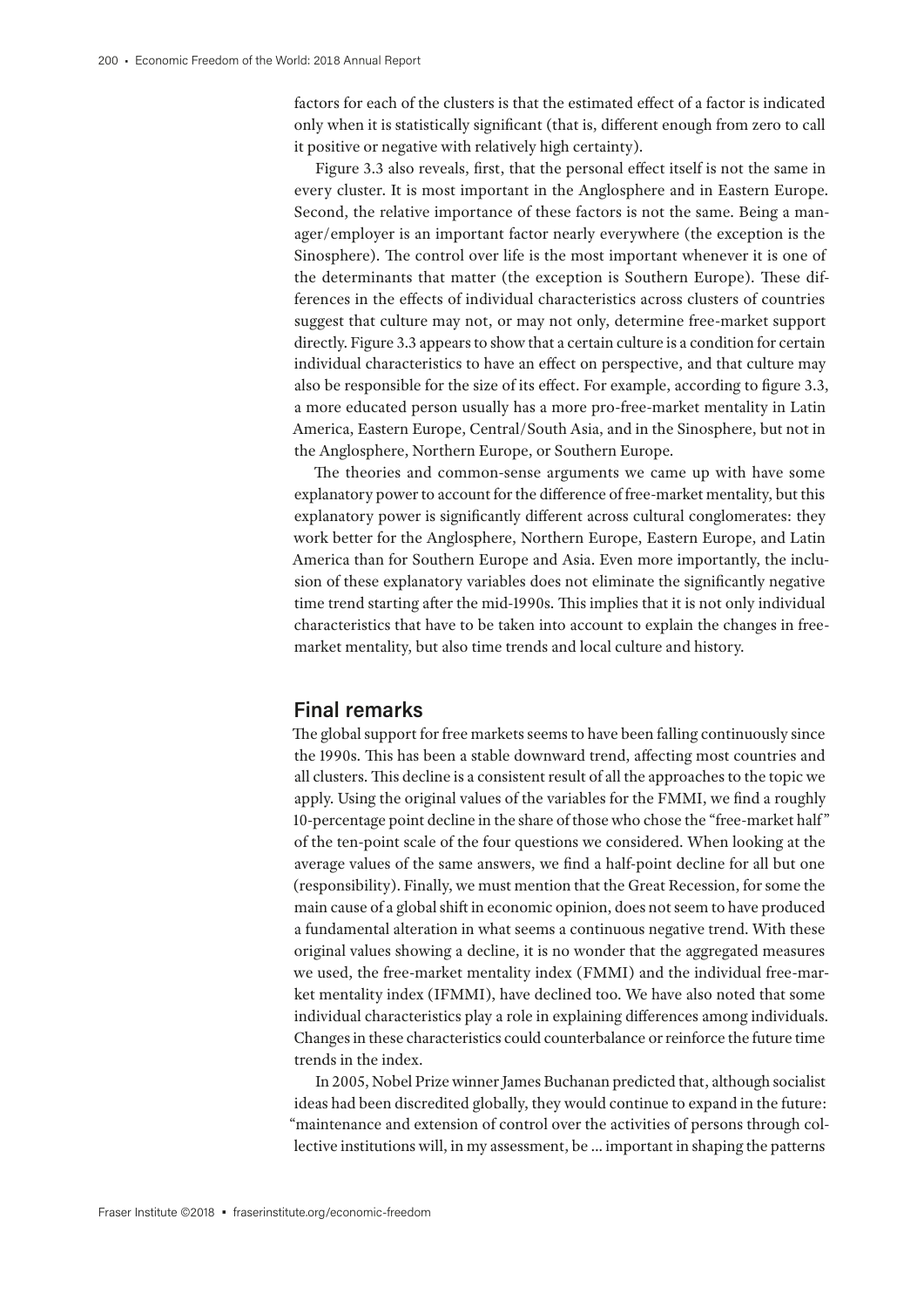factors for each of the clusters is that the estimated effect of a factor is indicated only when it is statistically significant (that is, different enough from zero to call it positive or negative with relatively high certainty).

Figure 3.3 also reveals, first, that the personal effect itself is not the same in every cluster. It is most important in the Anglosphere and in Eastern Europe. Second, the relative importance of these factors is not the same. Being a manager/employer is an important factor nearly everywhere (the exception is the Sinosphere). The control over life is the most important whenever it is one of the determinants that matter (the exception is Southern Europe). These differences in the effects of individual characteristics across clusters of countries suggest that culture may not, or may not only, determine free-market support directly. Figure 3.3 appears to show that a certain culture is a condition for certain individual characteristics to have an effect on perspective, and that culture may also be responsible for the size of its effect. For example, according to figure 3.3, a more educated person usually has a more pro-free-market mentality in Latin America, Eastern Europe, Central/South Asia, and in the Sinosphere, but not in the Anglosphere, Northern Europe, or Southern Europe.

The theories and common-sense arguments we came up with have some explanatory power to account for the difference of free-market mentality, but this explanatory power is significantly different across cultural conglomerates: they work better for the Anglosphere, Northern Europe, Eastern Europe, and Latin America than for Southern Europe and Asia. Even more importantly, the inclusion of these explanatory variables does not eliminate the significantly negative time trend starting after the mid-1990s. This implies that it is not only individual characteristics that have to be taken into account to explain the changes in free-market mentality, but also time trends and local culture and history.

## Final remarks

The global support for free markets seems to have been falling continuously since the 1990s. This has been a stable downward trend, affecting most countries and all clusters. This decline is a consistent result of all the approaches to the topic we apply. Using the original values of the variables for the FMMI, we find a roughly 10-percentage point decline in the share of those who chose the "free-market half" of the ten-point scale of the four questions we considered. When looking at the average values of the same answers, we find a half-point decline for all but one (responsibility). Finally, we must mention that the Great Recession, for some the main cause of a global shift in economic opinion, does not seem to have produced a fundamental alteration in what seems a continuous negative trend. With these original values showing a decline, it is no wonder that the aggregated measures we used, the free-market mentality index (FMMI) and the individual free-market mentality index (IFMMI), have declined too. We have also noted that some individual characteristics play a role in explaining differences among individuals. Changes in these characteristics could counterbalance or reinforce the future time trends in the index.

In 2005, Nobel Prize winner James Buchanan predicted that, although socialist ideas had been discredited globally, they would continue to expand in the future: "maintenance and extension of control over the activities of persons through collective institutions will, in my assessment, be ... important in shaping the patterns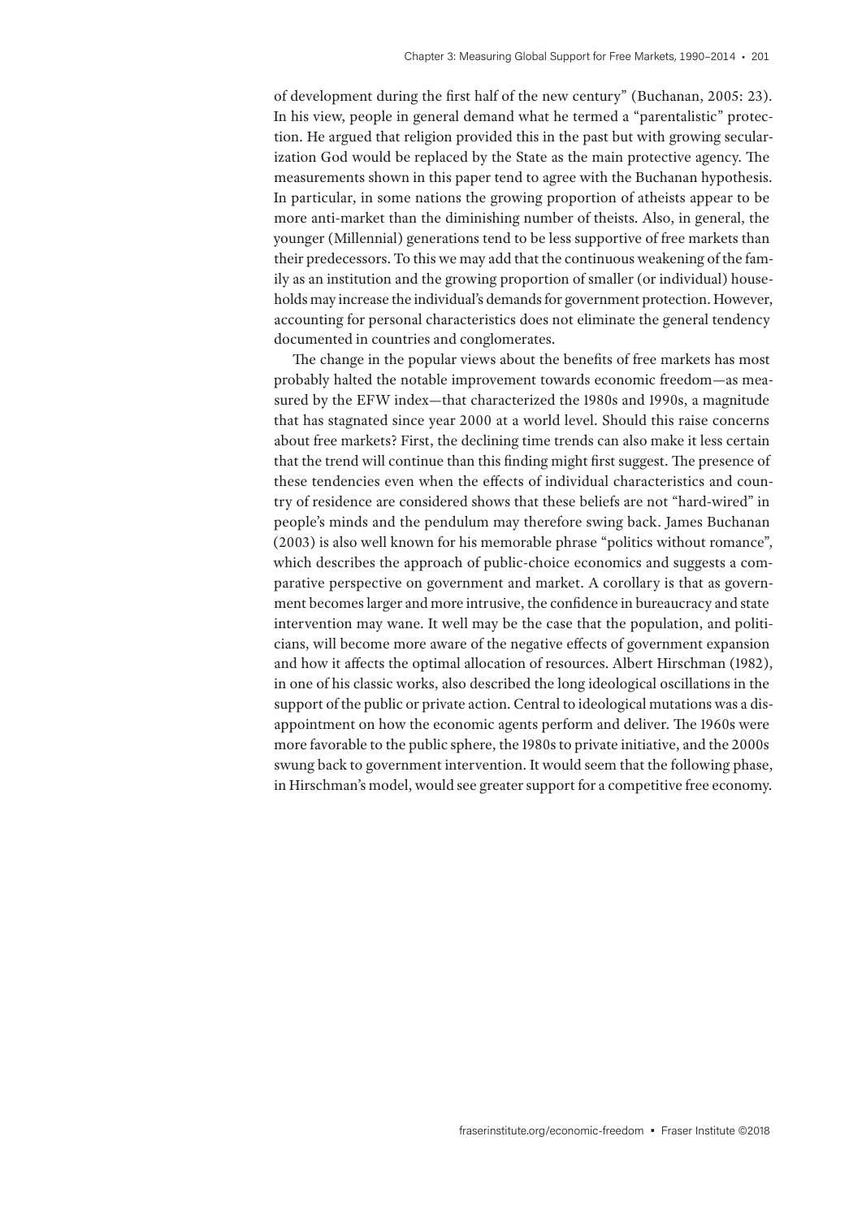of development during the first half of the new century" (Buchanan, 2005: 23). In his view, people in general demand what he termed a "parentalistic" protection. He argued that religion provided this in the past but with growing secularization God would be replaced by the State as the main protective agency. The measurements shown in this paper tend to agree with the Buchanan hypothesis. In particular, in some nations the growing proportion of atheists appear to be more anti-market than the diminishing number of theists. Also, in general, the younger (Millennial) generations tend to be less supportive of free markets than their predecessors. To this we may add that the continuous weakening of the family as an institution and the growing proportion of smaller (or individual) households may increase the individual's demands for government protection. However, accounting for personal characteristics does not eliminate the general tendency documented in countries and conglomerates.

The change in the popular views about the benefits of free markets has most probably halted the notable improvement towards economic freedom—as measured by the EFW index—that characterized the 1980s and 1990s, a magnitude that has stagnated since year 2000 at a world level. Should this raise concerns about free markets? First, the declining time trends can also make it less certain that the trend will continue than this finding might first suggest. The presence of these tendencies even when the effects of individual characteristics and country of residence are considered shows that these beliefs are not "hard-wired" in people's minds and the pendulum may therefore swing back. James Buchanan (2003) is also well known for his memorable phrase "politics without romance", which describes the approach of public-choice economics and suggests a comparative perspective on government and market. A corollary is that as government becomes larger and more intrusive, the confidence in bureaucracy and state intervention may wane. It well may be the case that the population, and politicians, will become more aware of the negative effects of government expansion and how it affects the optimal allocation of resources. Albert Hirschman (1982), in one of his classic works, also described the long ideological oscillations in the support of the public or private action. Central to ideological mutations was a disappointment on how the economic agents perform and deliver. The 1960s were more favorable to the public sphere, the 1980s to private initiative, and the 2000s swung back to government intervention. It would seem that the following phase, in Hirschman's model, would see greater support for a competitive free economy.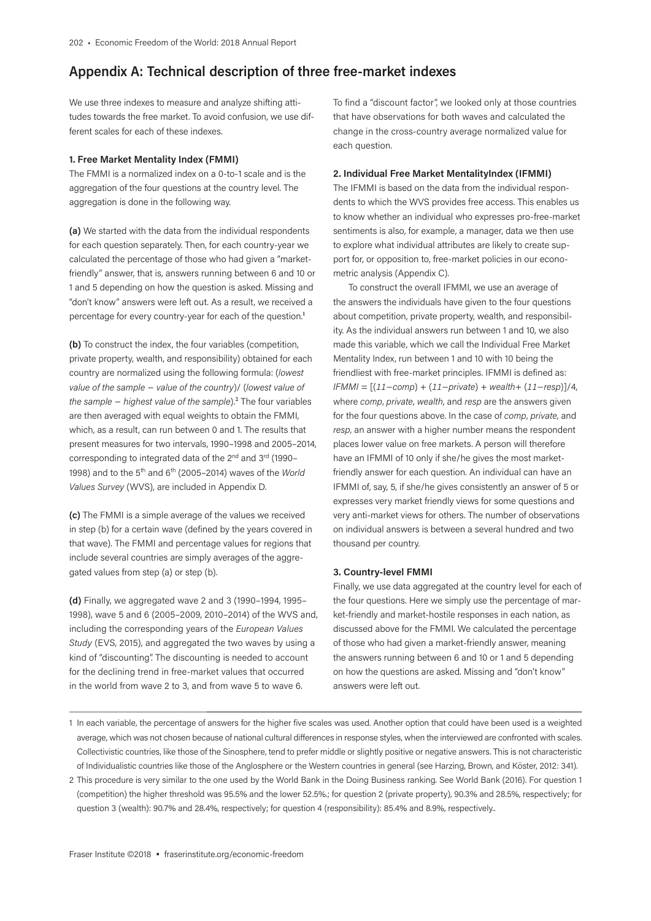## Appendix A: Technical description of three free-market indexes

We use three indexes to measure and analyze shifting attitudes towards the free market. To avoid confusion, we use different scales for each of these indexes.

### 1. Free Market Mentality Index (FMMI)

The FMMI is a normalized index on a 0-to-1 scale and is the aggregation of the four questions at the country level. The aggregation is done in the following way.

**(a)** We started with the data from the individual respondents for each question separately. Then, for each country-year we calculated the percentage of those who had given a "market-friendly" answer, that is, answers running between 6 and 10 or 1 and 5 depending on how the question is asked. Missing and "don't know" answers were left out. As a result, we received a percentage for every country-year for each of the question.[1]

**(b)** To construct the index, the four variables (competition, private property, wealth, and responsibility) obtained for each country are normalized using the following formula: (*lowest value of the sample − value of the country*)/ (*lowest value of the sample − highest value of the sample*).[2] The four variables are then averaged with equal weights to obtain the FMMI, which, as a result, can run between 0 and 1. The results that present measures for two intervals, 1990–1998 and 2005–2014, corresponding to integrated data of the 2nd and 3rd (1990–1998) and to the 5th and 6th (2005–2014) waves of the *World Values Survey* (WVS), are included in Appendix D.

**(c)** The FMMI is a simple average of the values we received in step (b) for a certain wave (defined by the years covered in that wave). The FMMI and percentage values for regions that include several countries are simply averages of the aggregated values from step (a) or step (b).

**(d)** Finally, we aggregated wave 2 and 3 (1990–1994, 1995–1998), wave 5 and 6 (2005–2009, 2010–2014) of the WVS and, including the corresponding years of the *European Values Study* (EVS, 2015), and aggregated the two waves by using a kind of "discounting". The discounting is needed to account for the declining trend in free-market values that occurred in the world from wave 2 to 3, and from wave 5 to wave 6.

To find a "discount factor", we looked only at those countries that have observations for both waves and calculated the change in the cross-country average normalized value for each question.

### 2. Individual Free Market MentalityIndex (IFMMI)

The IFMMI is based on the data from the individual respondents to which the WVS provides free access. This enables us to know whether an individual who expresses pro-free-market sentiments is also, for example, a manager, data we then use to explore what individual attributes are likely to create support for, or opposition to, free-market policies in our econometric analysis (Appendix C).

To construct the overall IFMMI, we use an average of the answers the individuals have given to the four questions about competition, private property, wealth, and responsibility. As the individual answers run between 1 and 10, we also made this variable, which we call the Individual Free Market Mentality Index, run between 1 and 10 with 10 being the friendliest with free-market principles. IFMMI is defined as: $IFMMI = [(11-comp) + (11-private) + wealth + (11-resp)]/4$, where *comp*, *private*, *wealth*, and *resp* are the answers given for the four questions above. In the case of *comp*, *private*, and *resp*, an answer with a higher number means the respondent places lower value on free markets. A person will therefore have an IFMMI of 10 only if she/he gives the most market-friendly answer for each question. An individual can have an IFMMI of, say, 5, if she/he gives consistently an answer of 5 or expresses very market friendly views for some questions and very anti-market views for others. The number of observations on individual answers is between a several hundred and two thousand per country.

### 3. Country-level FMMI

Finally, we use data aggregated at the country level for each of the four questions. Here we simply use the percentage of market-friendly and market-hostile responses in each nation, as discussed above for the FMMI. We calculated the percentage of those who had given a market-friendly answer, meaning the answers running between 6 and 10 or 1 and 5 depending on how the questions are asked. Missing and "don't know" answers were left out.

---

1 In each variable, the percentage of answers for the higher five scales was used. Another option that could have been used is a weighted average, which was not chosen because of national cultural differences in response styles, when the interviewed are confronted with scales. Collectivistic countries, like those of the Sinosphere, tend to prefer middle or slightly positive or negative answers. This is not characteristic of Individualistic countries like those of the Anglosphere or the Western countries in general (see Harzing, Brown, and Köster, 2012: 341).

2 This procedure is very similar to the one used by the World Bank in the Doing Business ranking. See World Bank (2016). For question 1 (competition) the higher threshold was 95.5% and the lower 52.5%.; for question 2 (private property), 90.3% and 28.5%, respectively; for question 3 (wealth): 90.7% and 28.4%, respectively; for question 4 (responsibility): 85.4% and 8.9%, respectively..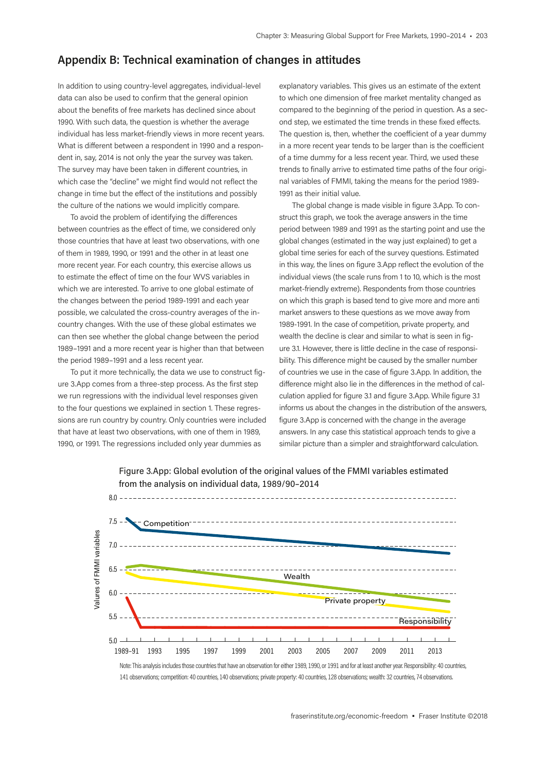## Appendix B: Technical examination of changes in attitudes

In addition to using country-level aggregates, individual-level data can also be used to confirm that the general opinion about the benefits of free markets has declined since about 1990. With such data, the question is whether the average individual has less market-friendly views in more recent years. What is different between a respondent in 1990 and a respondent in, say, 2014 is not only the year the survey was taken. The survey may have been taken in different countries, in which case the "decline" we might find would not reflect the change in time but the effect of the institutions and possibly the culture of the nations we would implicitly compare.

To avoid the problem of identifying the differences between countries as the effect of time, we considered only those countries that have at least two observations, with one of them in 1989, 1990, or 1991 and the other in at least one more recent year. For each country, this exercise allows us to estimate the effect of time on the four WVS variables in which we are interested. To arrive to one global estimate of the changes between the period 1989-1991 and each year possible, we calculated the cross-country averages of the in-country changes. With the use of these global estimates we can then see whether the global change between the period 1989–1991 and a more recent year is higher than that between the period 1989–1991 and a less recent year.

To put it more technically, the data we use to construct figure 3.App comes from a three-step process. As the first step we run regressions with the individual level responses given to the four questions we explained in section 1. These regressions are run country by country. Only countries were included that have at least two observations, with one of them in 1989, 1990, or 1991. The regressions included only year dummies as explanatory variables. This gives us an estimate of the extent to which one dimension of free market mentality changed as compared to the beginning of the period in question. As a second step, we estimated the time trends in these fixed effects. The question is, then, whether the coefficient of a year dummy in a more recent year tends to be larger than is the coefficient of a time dummy for a less recent year. Third, we used these trends to finally arrive to estimated time paths of the four original variables of FMMI, taking the means for the period 1989-1991 as their initial value.

The global change is made visible in figure 3.App. To construct this graph, we took the average answers in the time period between 1989 and 1991 as the starting point and use the global changes (estimated in the way just explained) to get a global time series for each of the survey questions. Estimated in this way, the lines on figure 3.App reflect the evolution of the individual views (the scale runs from 1 to 10, which is the most market-friendly extreme). Respondents from those countries on which this graph is based tend to give more and more anti market answers to these questions as we move away from 1989-1991. In the case of competition, private property, and wealth the decline is clear and similar to what is seen in figure 3.1. However, there is little decline in the case of responsibility. This difference might be caused by the smaller number of countries we use in the case of figure 3.App. In addition, the difference might also lie in the differences in the method of calculation applied for figure 3.1 and figure 3.App. While figure 3.1 informs us about the changes in the distribution of the answers, figure 3.App is concerned with the change in the average answers. In any case this statistical approach tends to give a similar picture than a simpler and straightforward calculation.

Figure 3.App: Global evolution of the original values of the FMMI variables estimated from the analysis on individual data, 1989/90–2014

Note: This analysis includes those countries that have an observation for either 1989, 1990, or 1991 and for at least another year. Responsibility: 40 countries, 141 observations; competition: 40 countries, 140 observations; private property: 40 countries, 128 observations; wealth: 32 countries, 74 observations.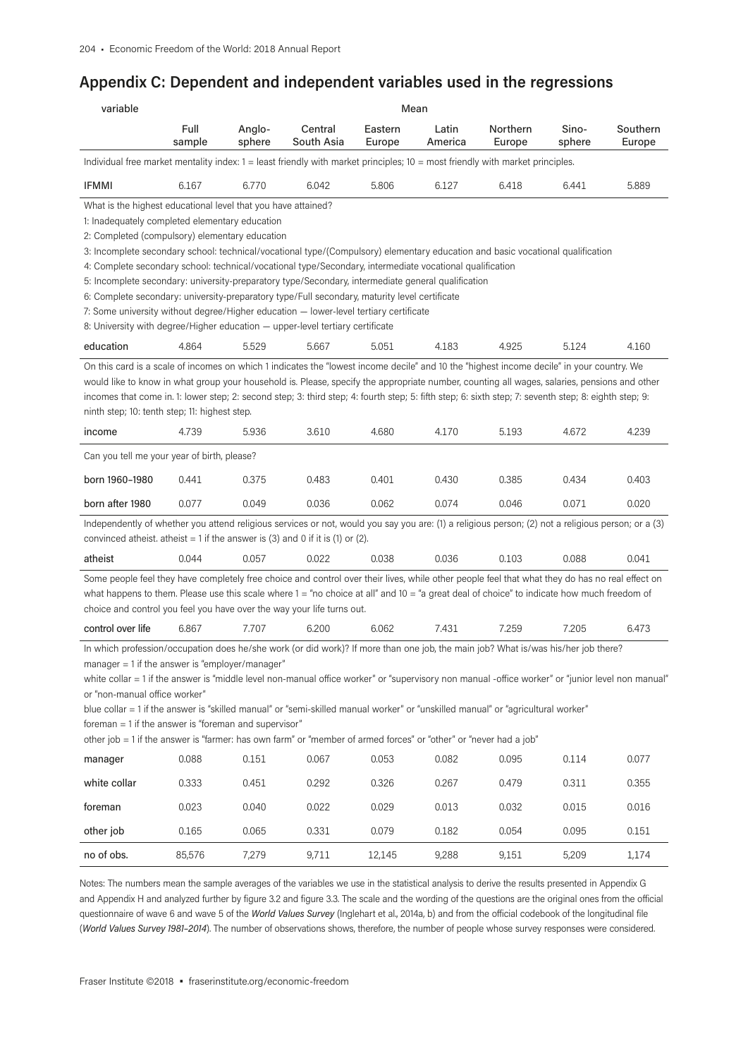## Appendix C: Dependent and independent variables used in the regressions

| variable | Mean | | | | | | | |
|---|---|---|---|---|---|---|---|---|
| | Full sample | Anglo-sphere | Central South Asia | Eastern Europe | Latin America | Northern Europe | Sino-sphere | Southern Europe |
| Individual free market mentality index: 1 = least friendly with market principles; 10 = most friendly with market principles. | | | | | | | | |
| IFMMI | 6.167 | 6.770 | 6.042 | 5.806 | 6.127 | 6.418 | 6.441 | 5.889 |
| What is the highest educational level that you have attained?<br>1: Inadequately completed elementary education<br>2: Completed (compulsory) elementary education<br>3: Incomplete secondary school: technical/vocational type/(Compulsory) elementary education and basic vocational qualification<br>4: Complete secondary school: technical/vocational type/Secondary, intermediate vocational qualification<br>5: Incomplete secondary: university-preparatory type/Secondary, intermediate general qualification<br>6: Complete secondary: university-preparatory type/Full secondary, maturity level certificate<br>7: Some university without degree/Higher education — lower-level tertiary certificate<br>8: University with degree/Higher education — upper-level tertiary certificate | | | | | | | | |
| education | 4.864 | 5.529 | 5.667 | 5.051 | 4.183 | 4.925 | 5.124 | 4.160 |
| On this card is a scale of incomes on which 1 indicates the "lowest income decile" and 10 the "highest income decile" in your country. We would like to know in what group your household is. Please, specify the appropriate number, counting all wages, salaries, pensions and other incomes that come in. 1: lower step; 2: second step; 3: third step; 4: fourth step; 5: fifth step; 6: sixth step; 7: seventh step; 8: eighth step; 9: ninth step; 10: tenth step; 11: highest step. | | | | | | | | |
| income | 4.739 | 5.936 | 3.610 | 4.680 | 4.170 | 5.193 | 4.672 | 4.239 |
| Can you tell me your year of birth, please? | | | | | | | | |
| born 1960–1980 | 0.441 | 0.375 | 0.483 | 0.401 | 0.430 | 0.385 | 0.434 | 0.403 |
| born after 1980 | 0.077 | 0.049 | 0.036 | 0.062 | 0.074 | 0.046 | 0.071 | 0.020 |
| Independently of whether you attend religious services or not, would you say you are: (1) a religious person; (2) not a religious person; or a (3) convinced atheist. atheist = 1 if the answer is (3) and 0 if it is (1) or (2). | | | | | | | | |
| atheist | 0.044 | 0.057 | 0.022 | 0.038 | 0.036 | 0.103 | 0.088 | 0.041 |
| Some people feel they have completely free choice and control over their lives, while other people feel that what they do has no real effect on what happens to them. Please use this scale where 1 = "no choice at all" and 10 = "a great deal of choice" to indicate how much freedom of choice and control you feel you have over the way your life turns out. | | | | | | | | |
| control over life | 6.867 | 7.707 | 6.200 | 6.062 | 7.431 | 7.259 | 7.205 | 6.473 |
| In which profession/occupation does he/she work (or did work)? If more than one job, the main job? What is/was his/her job there?<br>manager = 1 if the answer is "employer/manager"<br>white collar = 1 if the answer is "middle level non-manual office worker" or "supervisory non manual -office worker" or "junior level non manual" or "non-manual office worker"<br>blue collar = 1 if the answer is "skilled manual" or "semi-skilled manual worker" or "unskilled manual" or "agricultural worker"<br>foreman = 1 if the answer is "foreman and supervisor"<br>other job = 1 if the answer is "farmer: has own farm" or "member of armed forces" or "other" or "never had a job" | | | | | | | | |
| manager | 0.088 | 0.151 | 0.067 | 0.053 | 0.082 | 0.095 | 0.114 | 0.077 |
| white collar | 0.333 | 0.451 | 0.292 | 0.326 | 0.267 | 0.479 | 0.311 | 0.355 |
| foreman | 0.023 | 0.040 | 0.022 | 0.029 | 0.013 | 0.032 | 0.015 | 0.016 |
| other job | 0.165 | 0.065 | 0.331 | 0.079 | 0.182 | 0.054 | 0.095 | 0.151 |
| no of obs. | 85,576 | 7,279 | 9,711 | 12,145 | 9,288 | 9,151 | 5,209 | 1,174 |

Notes: The numbers mean the sample averages of the variables we use in the statistical analysis to derive the results presented in Appendix G and Appendix H and analyzed further by figure 3.2 and figure 3.3. The scale and the wording of the questions are the original ones from the official questionnaire of wave 6 and wave 5 of the *World Values Survey* (Inglehart et al., 2014a, b) and from the official codebook of the longitudinal file (*World Values Survey 1981–2014*). The number of observations shows, therefore, the number of people whose survey responses were considered.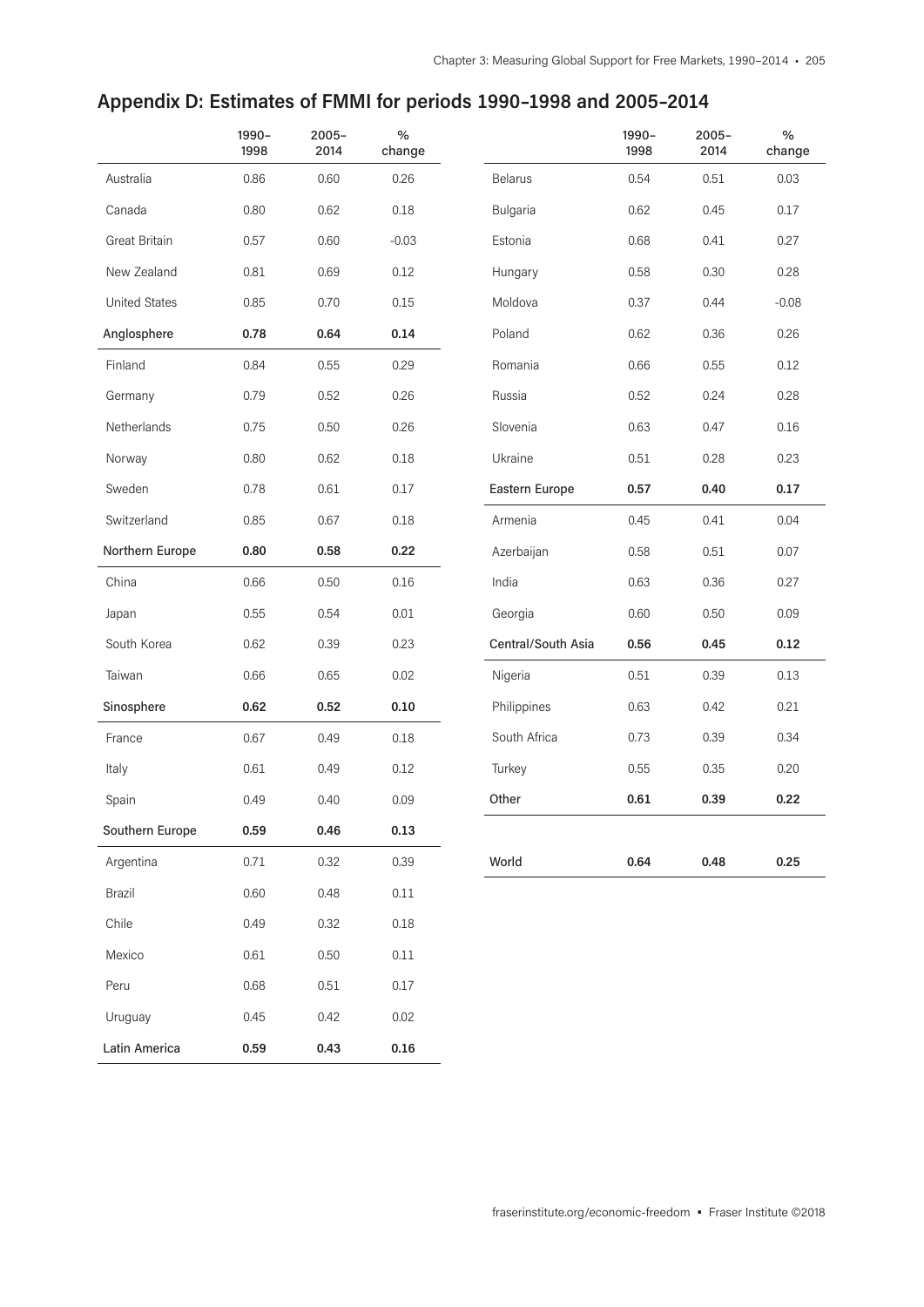## Appendix D: Estimates of FMMI for periods 1990–1998 and 2005–2014

| | 1990–1998 | 2005–2014 | % change |
|---|---|---|---|
| Australia | 0.86 | 0.60 | 0.26 |
| Canada | 0.80 | 0.62 | 0.18 |
| Great Britain | 0.57 | 0.60 | -0.03 |
| New Zealand | 0.81 | 0.69 | 0.12 |
| United States | 0.85 | 0.70 | 0.15 |
| **Anglosphere** | **0.78** | **0.64** | **0.14** |
| Finland | 0.84 | 0.55 | 0.29 |
| Germany | 0.79 | 0.52 | 0.26 |
| Netherlands | 0.75 | 0.50 | 0.26 |
| Norway | 0.80 | 0.62 | 0.18 |
| Sweden | 0.78 | 0.61 | 0.17 |
| Switzerland | 0.85 | 0.67 | 0.18 |
| **Northern Europe** | **0.80** | **0.58** | **0.22** |
| China | 0.66 | 0.50 | 0.16 |
| Japan | 0.55 | 0.54 | 0.01 |
| South Korea | 0.62 | 0.39 | 0.23 |
| Taiwan | 0.66 | 0.65 | 0.02 |
| **Sinosphere** | **0.62** | **0.52** | **0.10** |
| France | 0.67 | 0.49 | 0.18 |
| Italy | 0.61 | 0.49 | 0.12 |
| Spain | 0.49 | 0.40 | 0.09 |
| **Southern Europe** | **0.59** | **0.46** | **0.13** |
| Argentina | 0.71 | 0.32 | 0.39 |
| Brazil | 0.60 | 0.48 | 0.11 |
| Chile | 0.49 | 0.32 | 0.18 |
| Mexico | 0.61 | 0.50 | 0.11 |
| Peru | 0.68 | 0.51 | 0.17 |
| Uruguay | 0.45 | 0.42 | 0.02 |
| **Latin America** | **0.59** | **0.43** | **0.16** |

| | 1990–1998 | 2005–2014 | % change |
|---|---|---|---|
| Belarus | 0.54 | 0.51 | 0.03 |
| Bulgaria | 0.62 | 0.45 | 0.17 |
| Estonia | 0.68 | 0.41 | 0.27 |
| Hungary | 0.58 | 0.30 | 0.28 |
| Moldova | 0.37 | 0.44 | -0.08 |
| Poland | 0.62 | 0.36 | 0.26 |
| Romania | 0.66 | 0.55 | 0.12 |
| Russia | 0.52 | 0.24 | 0.28 |
| Slovenia | 0.63 | 0.47 | 0.16 |
| Ukraine | 0.51 | 0.28 | 0.23 |
| **Eastern Europe** | **0.57** | **0.40** | **0.17** |
| Armenia | 0.45 | 0.41 | 0.04 |
| Azerbaijan | 0.58 | 0.51 | 0.07 |
| India | 0.63 | 0.36 | 0.27 |
| Georgia | 0.60 | 0.50 | 0.09 |
| **Central/South Asia** | **0.56** | **0.45** | **0.12** |
| Nigeria | 0.51 | 0.39 | 0.13 |
| Philippines | 0.63 | 0.42 | 0.21 |
| South Africa | 0.73 | 0.39 | 0.34 |
| Turkey | 0.55 | 0.35 | 0.20 |
| **Other** | **0.61** | **0.39** | **0.22** |
| **World** | **0.64** | **0.48** | **0.25** |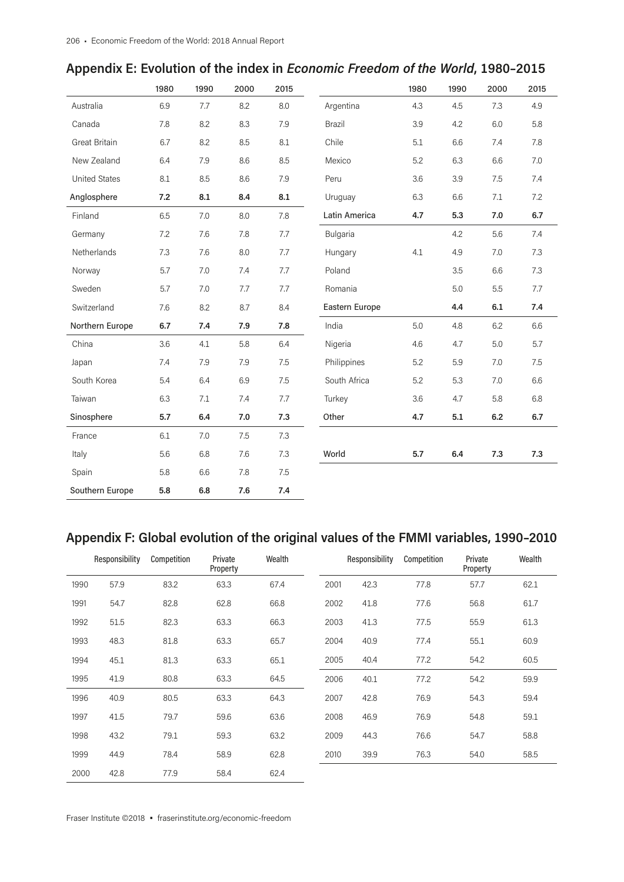## Appendix E: Evolution of the index in *Economic Freedom of the World*, 1980–2015

| | 1980 | 1990 | 2000 | 2015 |
|---|---|---|---|---|
| Australia | 6.9 | 7.7 | 8.2 | 8.0 |
| Canada | 7.8 | 8.2 | 8.3 | 7.9 |
| Great Britain | 6.7 | 8.2 | 8.5 | 8.1 |
| New Zealand | 6.4 | 7.9 | 8.6 | 8.5 |
| United States | 8.1 | 8.5 | 8.6 | 7.9 |
| **Anglosphere** | **7.2** | **8.1** | **8.4** | **8.1** |
| Finland | 6.5 | 7.0 | 8.0 | 7.8 |
| Germany | 7.2 | 7.6 | 7.8 | 7.7 |
| Netherlands | 7.3 | 7.6 | 8.0 | 7.7 |
| Norway | 5.7 | 7.0 | 7.4 | 7.7 |
| Sweden | 5.7 | 7.0 | 7.7 | 7.7 |
| Switzerland | 7.6 | 8.2 | 8.7 | 8.4 |
| **Northern Europe** | **6.7** | **7.4** | **7.9** | **7.8** |
| China | 3.6 | 4.1 | 5.8 | 6.4 |
| Japan | 7.4 | 7.9 | 7.9 | 7.5 |
| South Korea | 5.4 | 6.4 | 6.9 | 7.5 |
| Taiwan | 6.3 | 7.1 | 7.4 | 7.7 |
| **Sinosphere** | **5.7** | **6.4** | **7.0** | **7.3** |
| France | 6.1 | 7.0 | 7.5 | 7.3 |
| Italy | 5.6 | 6.8 | 7.6 | 7.3 |
| Spain | 5.8 | 6.6 | 7.8 | 7.5 |
| **Southern Europe** | **5.8** | **6.8** | **7.6** | **7.4** |
| Argentina | 4.3 | 4.5 | 7.3 | 4.9 |
| Brazil | 3.9 | 4.2 | 6.0 | 5.8 |
| Chile | 5.1 | 6.6 | 7.4 | 7.8 |
| Mexico | 5.2 | 6.3 | 6.6 | 7.0 |
| Peru | 3.6 | 3.9 | 7.5 | 7.4 |
| Uruguay | 6.3 | 6.6 | 7.1 | 7.2 |
| **Latin America** | **4.7** | **5.3** | **7.0** | **6.7** |
| Bulgaria | | 4.2 | 5.6 | 7.4 |
| Hungary | 4.1 | 4.9 | 7.0 | 7.3 |
| Poland | | 3.5 | 6.6 | 7.3 |
| Romania | | 5.0 | 5.5 | 7.7 |
| **Eastern Europe** | | **4.4** | **6.1** | **7.4** |
| India | 5.0 | 4.8 | 6.2 | 6.6 |
| Nigeria | 4.6 | 4.7 | 5.0 | 5.7 |
| Philippines | 5.2 | 5.9 | 7.0 | 7.5 |
| South Africa | 5.2 | 5.3 | 7.0 | 6.6 |
| Turkey | 3.6 | 4.7 | 5.8 | 6.8 |
| **Other** | **4.7** | **5.1** | **6.2** | **6.7** |
| **World** | **5.7** | **6.4** | **7.3** | **7.3** |

## Appendix F: Global evolution of the original values of the FMMI variables, 1990–2010

| | Responsibility | Competition | Private Property | Wealth |
|---|---|---|---|---|
| 1990 | 57.9 | 83.2 | 63.3 | 67.4 |
| 1991 | 54.7 | 82.8 | 62.8 | 66.8 |
| 1992 | 51.5 | 82.3 | 63.3 | 66.3 |
| 1993 | 48.3 | 81.8 | 63.3 | 65.7 |
| 1994 | 45.1 | 81.3 | 63.3 | 65.1 |
| 1995 | 41.9 | 80.8 | 63.3 | 64.5 |
| 1996 | 40.9 | 80.5 | 63.3 | 64.3 |
| 1997 | 41.5 | 79.7 | 59.6 | 63.6 |
| 1998 | 43.2 | 79.1 | 59.3 | 63.2 |
| 1999 | 44.9 | 78.4 | 58.9 | 62.8 |
| 2000 | 42.8 | 77.9 | 58.4 | 62.4 |
| 2001 | 42.3 | 77.8 | 57.7 | 62.1 |
| 2002 | 41.8 | 77.6 | 56.8 | 61.7 |
| 2003 | 41.3 | 77.5 | 55.9 | 61.3 |
| 2004 | 40.9 | 77.4 | 55.1 | 60.9 |
| 2005 | 40.4 | 77.2 | 54.2 | 60.5 |
| 2006 | 40.1 | 77.2 | 54.2 | 59.9 |
| 2007 | 42.8 | 76.9 | 54.3 | 59.4 |
| 2008 | 46.9 | 76.9 | 54.8 | 59.1 |
| 2009 | 44.3 | 76.6 | 54.7 | 58.8 |
| 2010 | 39.9 | 76.3 | 54.0 | 58.5 |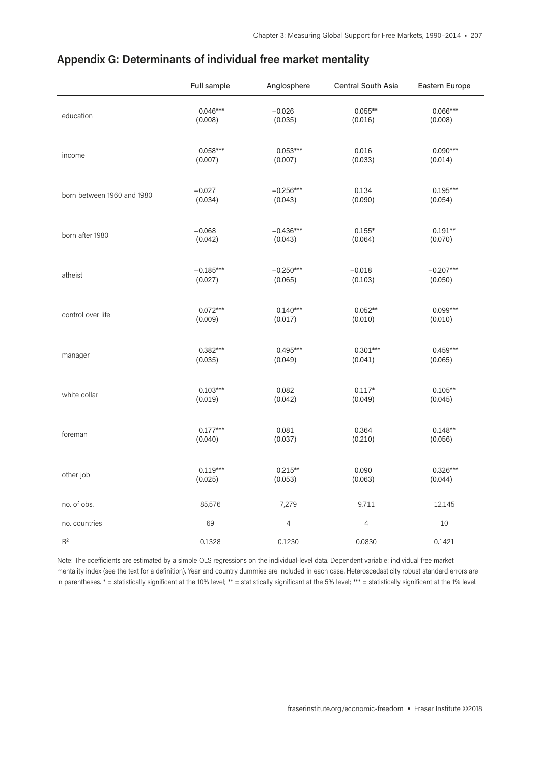## Appendix G: Determinants of individual free market mentality

| | Full sample | Anglosphere | Central South Asia | Eastern Europe |
|---|---|---|---|---|
| education | 0.046***<br>(0.008) | −0.026<br>(0.035) | 0.055**<br>(0.016) | 0.066***<br>(0.008) |
| income | 0.058***<br>(0.007) | 0.053***<br>(0.007) | 0.016<br>(0.033) | 0.090***<br>(0.014) |
| born between 1960 and 1980 | −0.027<br>(0.034) | −0.256***<br>(0.043) | 0.134<br>(0.090) | 0.195***<br>(0.054) |
| born after 1980 | −0.068<br>(0.042) | −0.436***<br>(0.043) | 0.155*<br>(0.064) | 0.191**<br>(0.070) |
| atheist | −0.185***<br>(0.027) | −0.250***<br>(0.065) | −0.018<br>(0.103) | −0.207***<br>(0.050) |
| control over life | 0.072***<br>(0.009) | 0.140***<br>(0.017) | 0.052**<br>(0.010) | 0.099***<br>(0.010) |
| manager | 0.382***<br>(0.035) | 0.495***<br>(0.049) | 0.301***<br>(0.041) | 0.459***<br>(0.065) |
| white collar | 0.103***<br>(0.019) | 0.082<br>(0.042) | 0.117*<br>(0.049) | 0.105**<br>(0.045) |
| foreman | 0.177***<br>(0.040) | 0.081<br>(0.037) | 0.364<br>(0.210) | 0.148**<br>(0.056) |
| other job | 0.119***<br>(0.025) | 0.215**<br>(0.053) | 0.090<br>(0.063) | 0.326***<br>(0.044) |
| no. of obs. | 85,576 | 7,279 | 9,711 | 12,145 |
| no. countries | 69 | 4 | 4 | 10 |
| $R^2$ | 0.1328 | 0.1230 | 0.0830 | 0.1421 |

Note: The coefficients are estimated by a simple OLS regressions on the individual-level data. Dependent variable: individual free market mentality index (see the text for a definition). Year and country dummies are included in each case. Heteroscedasticity robust standard errors are in parentheses. * = statistically significant at the 10% level; ** = statistically significant at the 5% level; *** = statistically significant at the 1% level.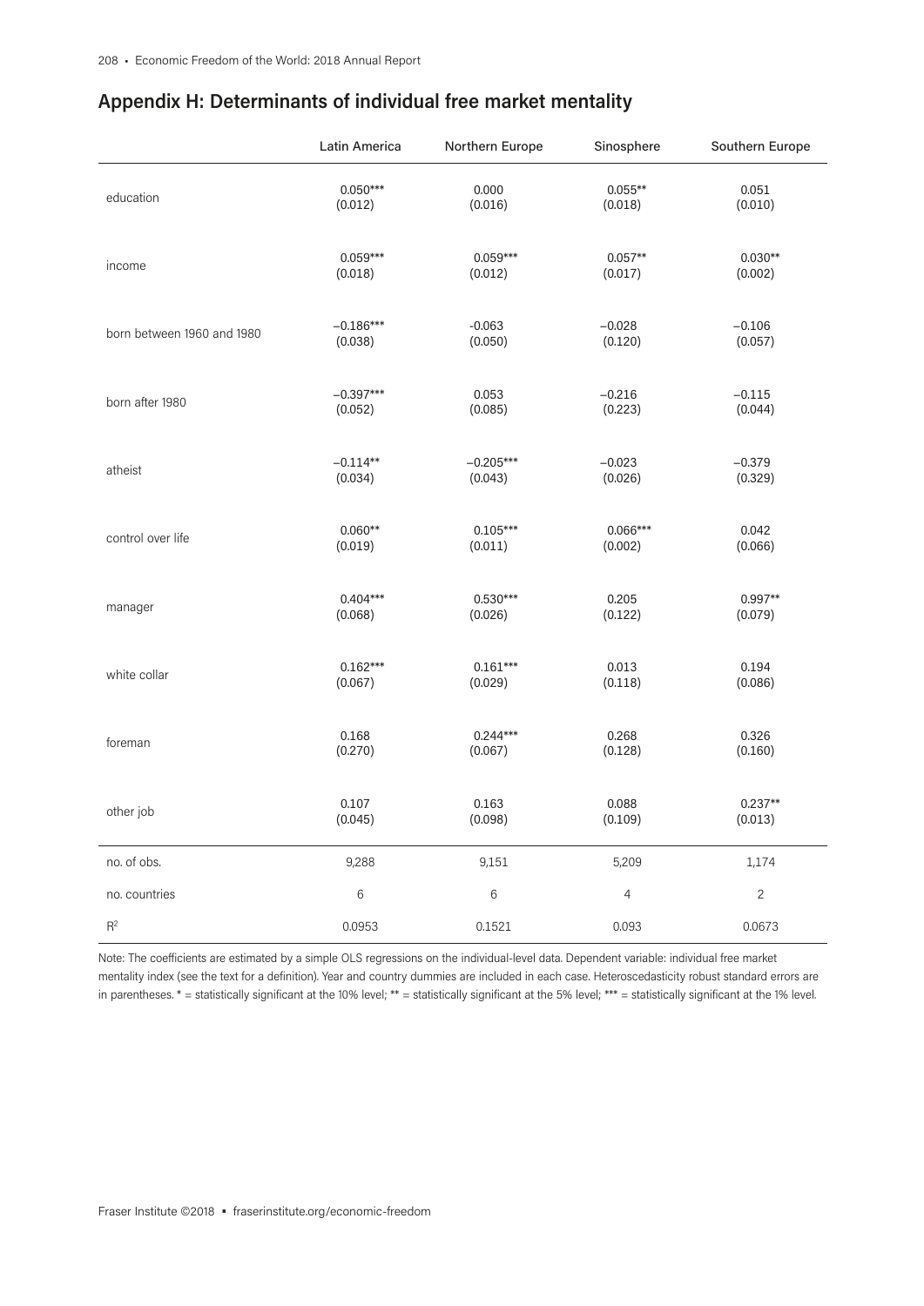## Appendix H: Determinants of individual free market mentality

| | Latin America | Northern Europe | Sinosphere | Southern Europe |
|---|---|---|---|---|
| education | 0.050***<br>(0.012) | 0.000<br>(0.016) | 0.055**<br>(0.018) | 0.051<br>(0.010) |
| income | 0.059***<br>(0.018) | 0.059***<br>(0.012) | 0.057**<br>(0.017) | 0.030**<br>(0.002) |
| born between 1960 and 1980 | −0.186***<br>(0.038) | -0.063<br>(0.050) | −0.028<br>(0.120) | −0.106<br>(0.057) |
| born after 1980 | −0.397***<br>(0.052) | 0.053<br>(0.085) | −0.216<br>(0.223) | −0.115<br>(0.044) |
| atheist | −0.114**<br>(0.034) | −0.205***<br>(0.043) | −0.023<br>(0.026) | −0.379<br>(0.329) |
| control over life | 0.060**<br>(0.019) | 0.105***<br>(0.011) | 0.066***<br>(0.002) | 0.042<br>(0.066) |
| manager | 0.404***<br>(0.068) | 0.530***<br>(0.026) | 0.205<br>(0.122) | 0.997**<br>(0.079) |
| white collar | 0.162***<br>(0.067) | 0.161***<br>(0.029) | 0.013<br>(0.118) | 0.194<br>(0.086) |
| foreman | 0.168<br>(0.270) | 0.244***<br>(0.067) | 0.268<br>(0.128) | 0.326<br>(0.160) |
| other job | 0.107<br>(0.045) | 0.163<br>(0.098) | 0.088<br>(0.109) | 0.237**<br>(0.013) |
| no. of obs. | 9,288 | 9,151 | 5,209 | 1,174 |
| no. countries | 6 | 6 | 4 | 2 |
| $R^2$ | 0.0953 | 0.1521 | 0.093 | 0.0673 |

Note: The coefficients are estimated by a simple OLS regressions on the individual-level data. Dependent variable: individual free market mentality index (see the text for a definition). Year and country dummies are included in each case. Heteroscedasticity robust standard errors are in parentheses. * = statistically significant at the 10% level; ** = statistically significant at the 5% level; *** = statistically significant at the 1% level.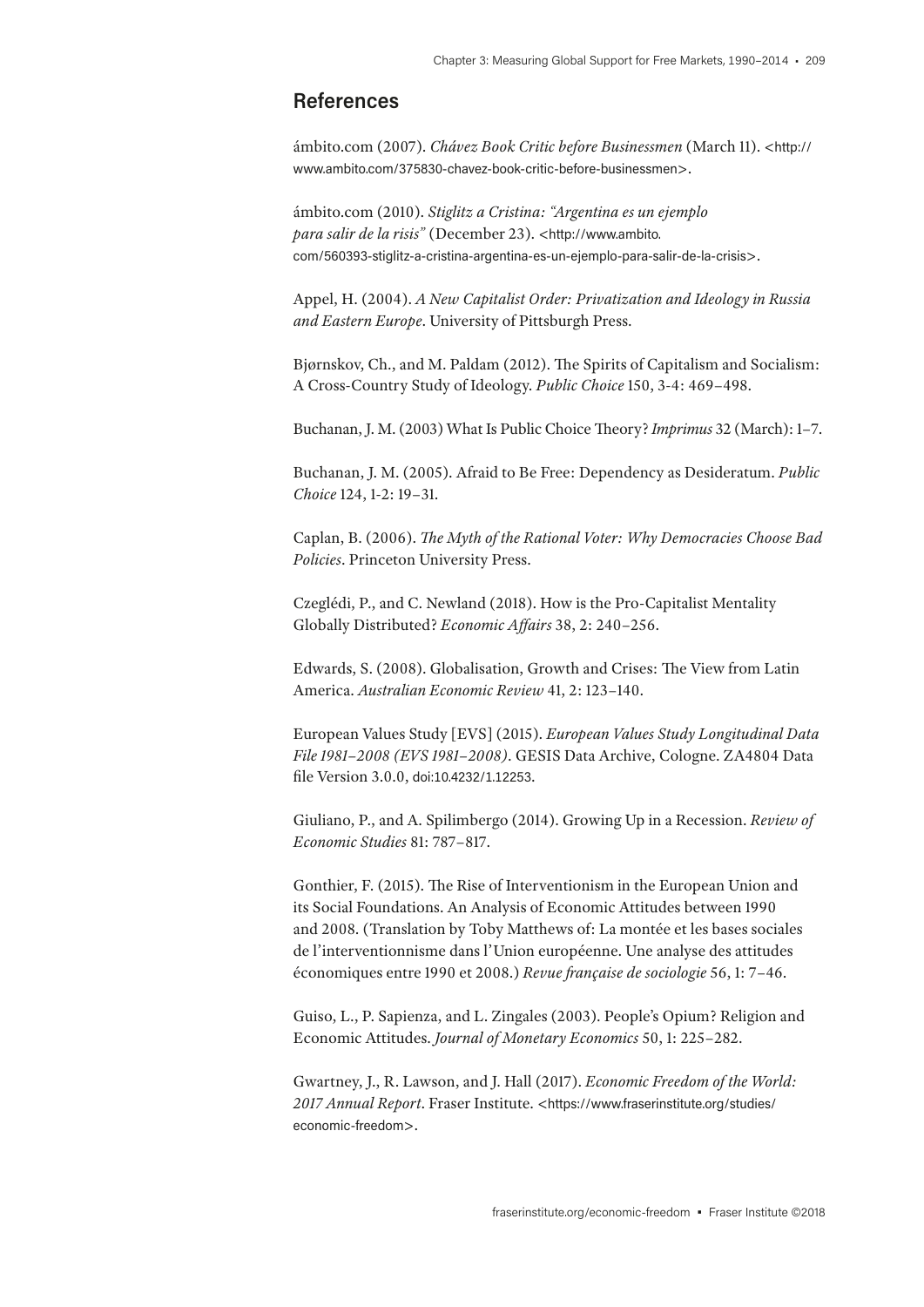## References

ámbito.com (2007). *Chávez Book Critic before Businessmen* (March 11). <http://www.ambito.com/375830-chavez-book-critic-before-businessmen>.

ámbito.com (2010). *Stiglitz a Cristina: "Argentina es un ejemplo para salir de la risis"* (December 23). <http://www.ambito.com/560393-stiglitz-a-cristina-argentina-es-un-ejemplo-para-salir-de-la-crisis>.

Appel, H. (2004). *A New Capitalist Order: Privatization and Ideology in Russia and Eastern Europe*. University of Pittsburgh Press.

Bjørnskov, Ch., and M. Paldam (2012). The Spirits of Capitalism and Socialism: A Cross-Country Study of Ideology. *Public Choice* 150, 3-4: 469–498.

Buchanan, J. M. (2003) What Is Public Choice Theory? *Imprimus* 32 (March): 1–7.

Buchanan, J. M. (2005). Afraid to Be Free: Dependency as Desideratum. *Public Choice* 124, 1-2: 19–31.

Caplan, B. (2006). *The Myth of the Rational Voter: Why Democracies Choose Bad Policies*. Princeton University Press.

Czeglédi, P., and C. Newland (2018). How is the Pro-Capitalist Mentality Globally Distributed? *Economic Affairs* 38, 2: 240–256.

Edwards, S. (2008). Globalisation, Growth and Crises: The View from Latin America. *Australian Economic Review* 41, 2: 123–140.

European Values Study [EVS] (2015). *European Values Study Longitudinal Data File 1981–2008 (EVS 1981–2008)*. GESIS Data Archive, Cologne. ZA4804 Data file Version 3.0.0, doi:10.4232/1.12253.

Giuliano, P., and A. Spilimbergo (2014). Growing Up in a Recession. *Review of Economic Studies* 81: 787–817.

Gonthier, F. (2015). The Rise of Interventionism in the European Union and its Social Foundations. An Analysis of Economic Attitudes between 1990 and 2008. (Translation by Toby Matthews of: La montée et les bases sociales de l'interventionnisme dans l'Union européenne. Une analyse des attitudes économiques entre 1990 et 2008.) *Revue française de sociologie* 56, 1: 7–46.

Guiso, L., P. Sapienza, and L. Zingales (2003). People's Opium? Religion and Economic Attitudes. *Journal of Monetary Economics* 50, 1: 225–282.

Gwartney, J., R. Lawson, and J. Hall (2017). *Economic Freedom of the World: 2017 Annual Report*. Fraser Institute. <https://www.fraserinstitute.org/studies/economic-freedom>.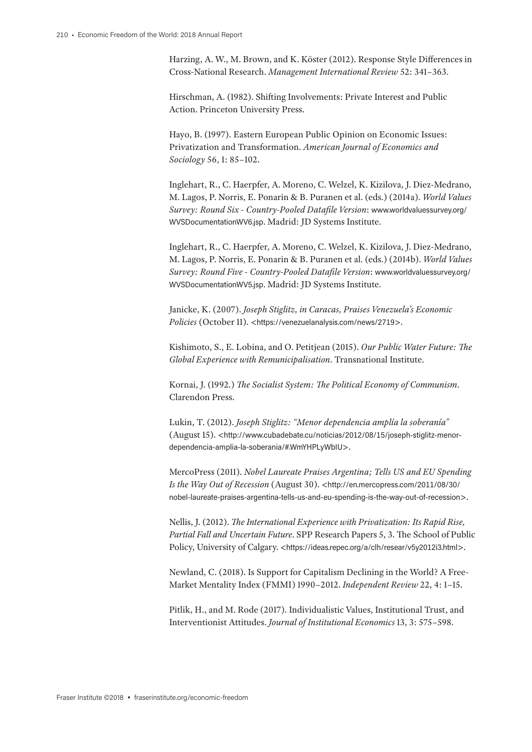Harzing, A. W., M. Brown, and K. Köster (2012). Response Style Differences in Cross-National Research. *Management International Review* 52: 341–363.

Hirschman, A. (1982). Shifting Involvements: Private Interest and Public Action. Princeton University Press.

Hayo, B. (1997). Eastern European Public Opinion on Economic Issues: Privatization and Transformation. *American Journal of Economics and Sociology* 56, 1: 85–102.

Inglehart, R., C. Haerpfer, A. Moreno, C. Welzel, K. Kizilova, J. Diez-Medrano, M. Lagos, P. Norris, E. Ponarin & B. Puranen et al. (eds.) (2014a). *World Values Survey: Round Six - Country-Pooled Datafile Version*: www.worldvaluessurvey.org/WVSDocumentationWV6.jsp. Madrid: JD Systems Institute.

Inglehart, R., C. Haerpfer, A. Moreno, C. Welzel, K. Kizilova, J. Diez-Medrano, M. Lagos, P. Norris, E. Ponarin & B. Puranen et al. (eds.) (2014b). *World Values Survey: Round Five - Country-Pooled Datafile Version*: www.worldvaluessurvey.org/WVSDocumentationWV5.jsp. Madrid: JD Systems Institute.

Janicke, K. (2007). *Joseph Stiglitz, in Caracas, Praises Venezuela's Economic Policies* (October 11). <https://venezuelanalysis.com/news/2719>.

Kishimoto, S., E. Lobina, and O. Petitjean (2015). *Our Public Water Future: The Global Experience with Remunicipalisation*. Transnational Institute.

Kornai, J. (1992.) *The Socialist System: The Political Economy of Communism*. Clarendon Press.

Lukin, T. (2012). *Joseph Stiglitz: "Menor dependencia amplía la soberanía"* (August 15). <http://www.cubadebate.cu/noticias/2012/08/15/joseph-stiglitz-menor-dependencia-amplia-la-soberania/#.WmYHPLyWbIU>.

MercoPress (2011). *Nobel Laureate Praises Argentina; Tells US and EU Spending Is the Way Out of Recession* (August 30). <http://en.mercopress.com/2011/08/30/nobel-laureate-praises-argentina-tells-us-and-eu-spending-is-the-way-out-of-recession>.

Nellis, J. (2012). *The International Experience with Privatization: Its Rapid Rise, Partial Fall and Uncertain Future*. SPP Research Papers 5, 3. The School of Public Policy, University of Calgary. <https://ideas.repec.org/a/clh/resear/v5y2012i3.html>.

Newland, C. (2018). Is Support for Capitalism Declining in the World? A Free-Market Mentality Index (FMMI) 1990–2012. *Independent Review* 22, 4: 1–15.

Pitlik, H., and M. Rode (2017). Individualistic Values, Institutional Trust, and Interventionist Attitudes. *Journal of Institutional Economics* 13, 3: 575–598.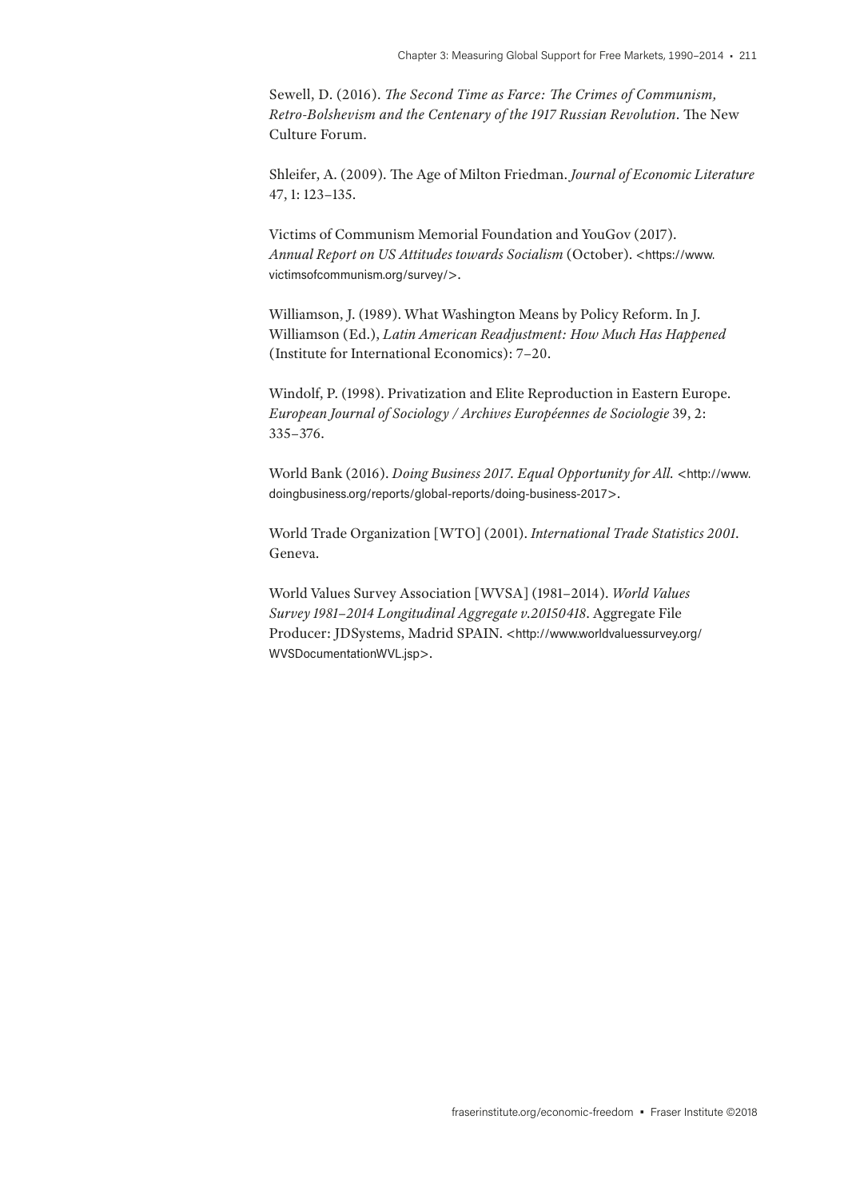Sewell, D. (2016). *The Second Time as Farce: The Crimes of Communism, Retro-Bolshevism and the Centenary of the 1917 Russian Revolution*. The New Culture Forum.

Shleifer, A. (2009). The Age of Milton Friedman. *Journal of Economic Literature* 47, 1: 123–135.

Victims of Communism Memorial Foundation and YouGov (2017). *Annual Report on US Attitudes towards Socialism* (October). <https://www.victimsofcommunism.org/survey/>.

Williamson, J. (1989). What Washington Means by Policy Reform. In J. Williamson (Ed.), *Latin American Readjustment: How Much Has Happened* (Institute for International Economics): 7–20.

Windolf, P. (1998). Privatization and Elite Reproduction in Eastern Europe. *European Journal of Sociology / Archives Européennes de Sociologie* 39, 2: 335–376.

World Bank (2016). *Doing Business 2017. Equal Opportunity for All.* <http://www.doingbusiness.org/reports/global-reports/doing-business-2017>.

World Trade Organization [WTO] (2001). *International Trade Statistics 2001.* Geneva.

World Values Survey Association [WVSA] (1981–2014). *World Values Survey 1981–2014 Longitudinal Aggregate v.20150418*. Aggregate File Producer: JDSystems, Madrid SPAIN. <http://www.worldvaluessurvey.org/WVSDocumentationWVL.jsp>.